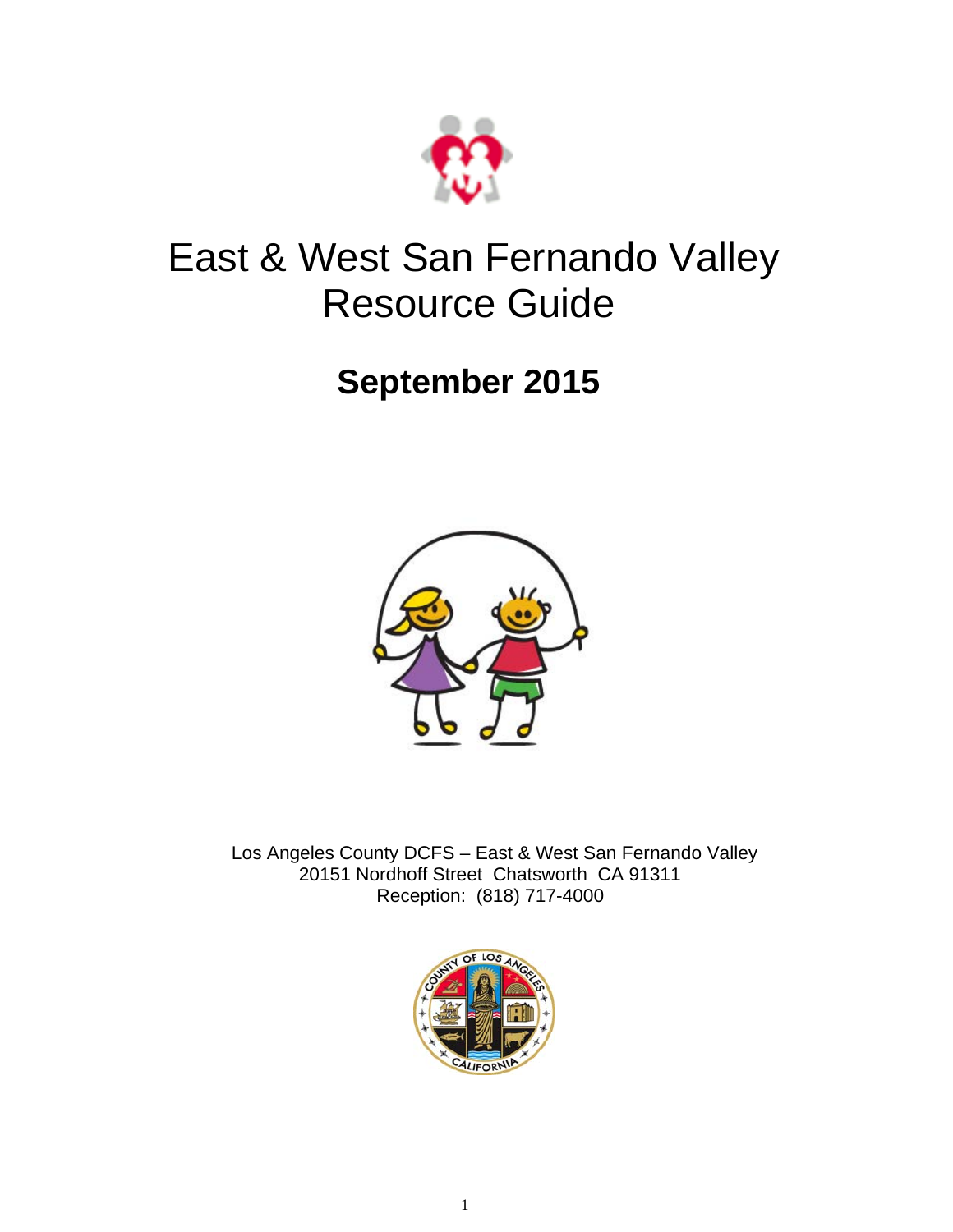# East & West San Fernando Valley Resource Guide

## September 2015

Los Angeles County DCFS – East & West San Fernando Valley
20151 Nordhoff Street Chatsworth CA 91311
Reception: (818) 717-4000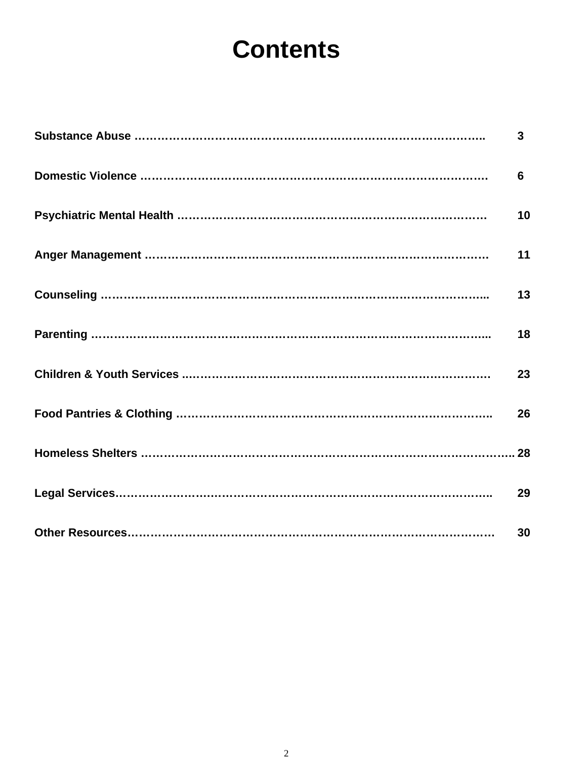# Contents

**Substance Abuse** ………………………………………………………………………………. 3

**Domestic Violence** ……………………………………………………………………………. 6

**Psychiatric Mental Health** ……………………………………………………………………… 10

**Anger Management** ……………………………………………………………………………. 11

**Counseling** ……………………………………………………………………………………... 13

**Parenting** ……………………………………………………………………………………... 18

**Children & Youth Services** ..…………………………………………………………………… 23

**Food Pantries & Clothing** ……………………………………………………………………….. 26

**Homeless Shelters** ……………………………………………………………………………….. 28

**Legal Services**…………………………………………………………………………………….. 29

**Other Resources**………………………………………………………………………………… 30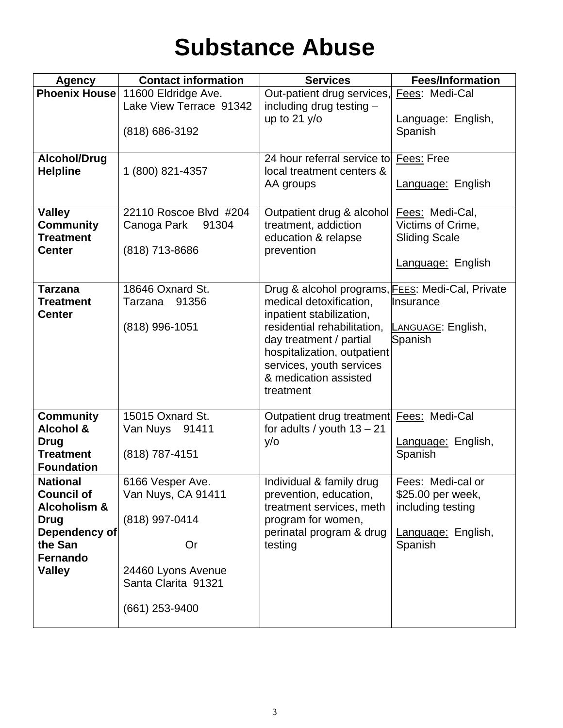# Substance Abuse

| Agency | Contact information | Services | Fees/Information |
|---|---|---|---|
| **Phoenix House** | 11600 Eldridge Ave.<br>Lake View Terrace 91342<br><br>(818) 686-3192 | Out-patient drug services, including drug testing – up to 21 y/o | Fees: Medi-Cal<br><br>Language: English, Spanish |
| **Alcohol/Drug Helpline** | 1 (800) 821-4357 | 24 hour referral service to local treatment centers & AA groups | Fees: Free<br><br>Language: English |
| **Valley Community Treatment Center** | 22110 Roscoe Blvd #204<br>Canoga Park 91304<br><br>(818) 713-8686 | Outpatient drug & alcohol treatment, addiction education & relapse prevention | Fees: Medi-Cal, Victims of Crime, Sliding Scale<br><br>Language: English |
| **Tarzana Treatment Center** | 18646 Oxnard St.<br>Tarzana 91356<br><br>(818) 996-1051 | Drug & alcohol programs, medical detoxification, inpatient stabilization, residential rehabilitation, day treatment / partial hospitalization, outpatient services, youth services & medication assisted treatment | FEES: Medi-Cal, Private Insurance<br><br>LANGUAGE: English, Spanish |
| **Community Alcohol & Drug Treatment Foundation** | 15015 Oxnard St.<br>Van Nuys 91411<br><br>(818) 787-4151 | Outpatient drug treatment for adults / youth 13 – 21 y/o | Fees: Medi-Cal<br><br>Language: English, Spanish |
| **National Council of Alcoholism & Drug Dependency of the San Fernando Valley** | 6166 Vesper Ave.<br>Van Nuys, CA 91411<br><br>(818) 997-0414<br><br>Or<br><br>24460 Lyons Avenue<br>Santa Clarita 91321<br><br>(661) 253-9400 | Individual & family drug prevention, education, treatment services, meth program for women, perinatal program & drug testing | Fees: Medi-cal or $25.00 per week, including testing<br><br>Language: English, Spanish |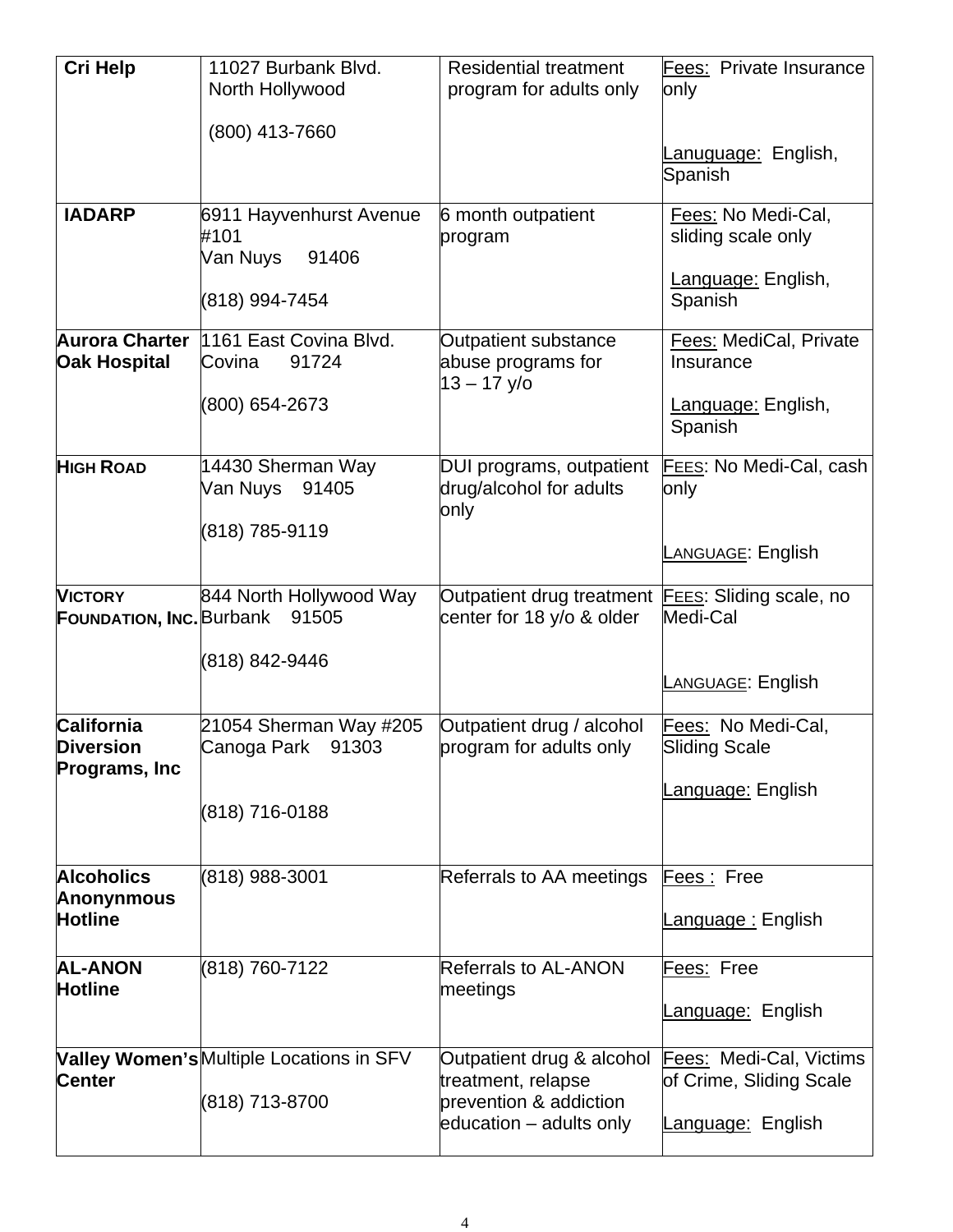| **Cri Help** | 11027 Burbank Blvd.<br>North Hollywood<br><br>(800) 413-7660 | Residential treatment program for adults only | Fees: Private Insurance only<br><br>Lanuguage: English, Spanish |
|---|---|---|---|
| **IADARP** | 6911 Hayvenhurst Avenue #101<br>Van Nuys 91406<br><br>(818) 994-7454 | 6 month outpatient program | Fees: No Medi-Cal, sliding scale only<br><br>Language: English, Spanish |
| **Aurora Charter Oak Hospital** | 1161 East Covina Blvd.<br>Covina 91724<br><br>(800) 654-2673 | Outpatient substance abuse programs for 13 – 17 y/o | Fees: MediCal, Private Insurance<br><br>Language: English, Spanish |
| **HIGH ROAD** | 14430 Sherman Way<br>Van Nuys 91405<br><br>(818) 785-9119 | DUI programs, outpatient drug/alcohol for adults only | FEES: No Medi-Cal, cash only<br><br>LANGUAGE: English |
| **VICTORY FOUNDATION, INC.** | 844 North Hollywood Way<br>Burbank 91505<br><br>(818) 842-9446 | Outpatient drug treatment center for 18 y/o & older | FEES: Sliding scale, no Medi-Cal<br><br>LANGUAGE: English |
| **California Diversion Programs, Inc** | 21054 Sherman Way #205<br>Canoga Park 91303<br><br>(818) 716-0188 | Outpatient drug / alcohol program for adults only | Fees: No Medi-Cal, Sliding Scale<br><br>Language: English |
| **Alcoholics Anonynmous Hotline** | (818) 988-3001 | Referrals to AA meetings | Fees : Free<br><br>Language : English |
| **AL-ANON Hotline** | (818) 760-7122 | Referrals to AL-ANON meetings | Fees: Free<br><br>Language: English |
| **Valley Women's Center** | Multiple Locations in SFV<br><br>(818) 713-8700 | Outpatient drug & alcohol treatment, relapse prevention & addiction education – adults only | Fees: Medi-Cal, Victims of Crime, Sliding Scale<br><br>Language: English |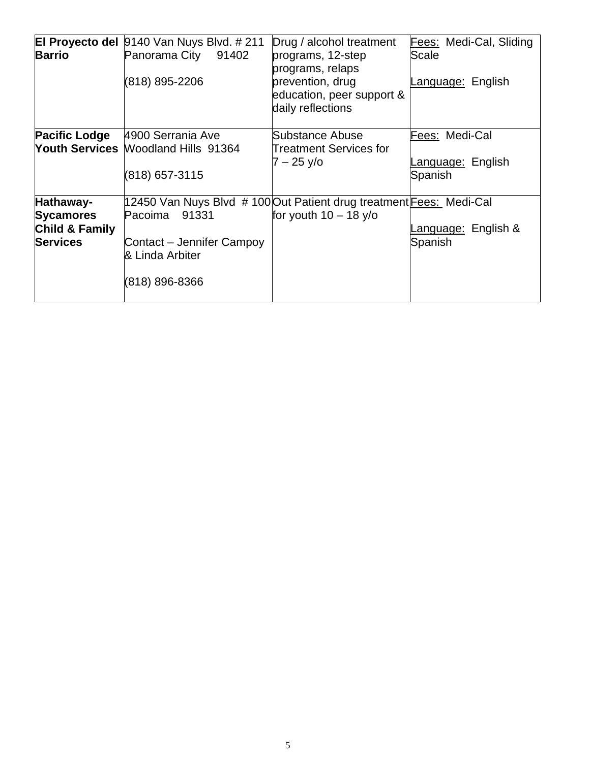| | | | |
|---|---|---|---|
| **El Proyecto del Barrio** | 9140 Van Nuys Blvd. # 211<br>Panorama City 91402<br><br>(818) 895-2206 | Drug / alcohol treatment programs, 12-step programs, relaps prevention, drug education, peer support & daily reflections | Fees: Medi-Cal, Sliding Scale<br><br>Language: English |
| **Pacific Lodge Youth Services** | 4900 Serrania Ave<br>Woodland Hills 91364<br><br>(818) 657-3115 | Substance Abuse Treatment Services for 7 – 25 y/o | Fees: Medi-Cal<br><br>Language: English Spanish |
| **Hathaway-Sycamores Child & Family Services** | 12450 Van Nuys Blvd # 100<br>Pacoima 91331<br><br>Contact – Jennifer Campoy & Linda Arbiter<br><br>(818) 896-8366 | Out Patient drug treatment for youth 10 – 18 y/o | Fees: Medi-Cal<br><br>Language: English & Spanish |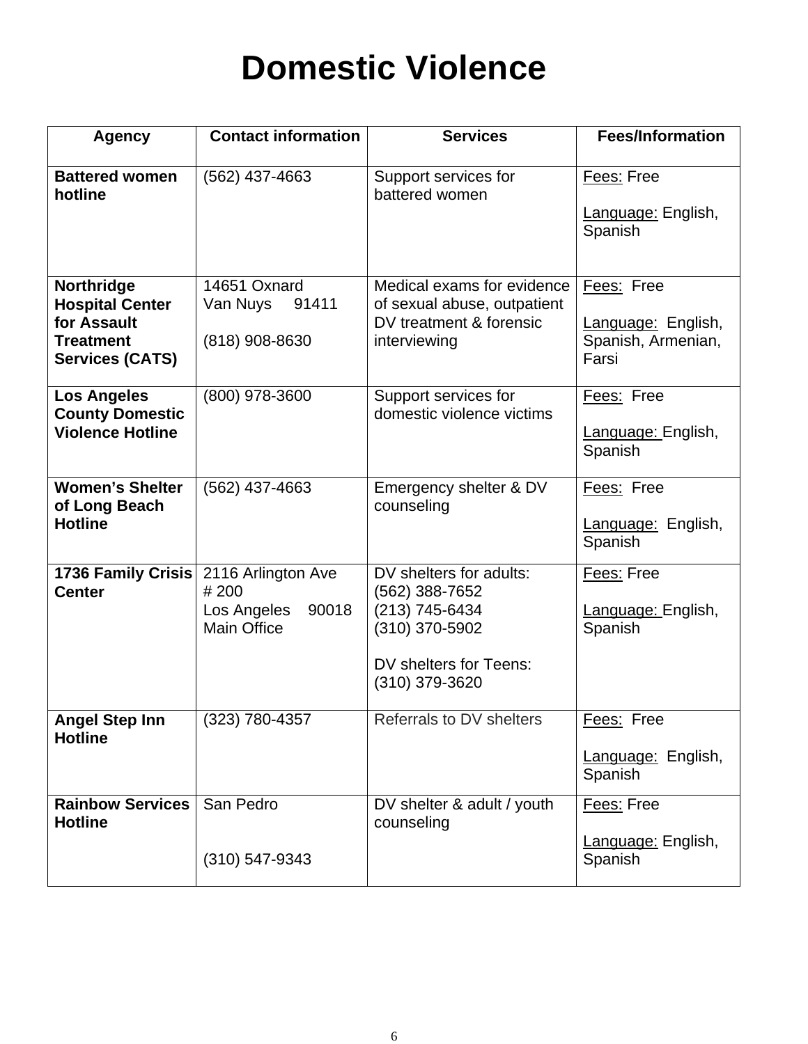# Domestic Violence

| Agency | Contact information | Services | Fees/Information |
|---|---|---|---|
| **Battered women hotline** | (562) 437-4663 | Support services for battered women | Fees: Free<br><br>Language: English, Spanish |
| **Northridge Hospital Center for Assault Treatment Services (CATS)** | 14651 Oxnard<br>Van Nuys 91411<br><br>(818) 908-8630 | Medical exams for evidence of sexual abuse, outpatient DV treatment & forensic interviewing | Fees: Free<br><br>Language: English, Spanish, Armenian, Farsi |
| **Los Angeles County Domestic Violence Hotline** | (800) 978-3600 | Support services for domestic violence victims | Fees: Free<br><br>Language: English, Spanish |
| **Women's Shelter of Long Beach Hotline** | (562) 437-4663 | Emergency shelter & DV counseling | Fees: Free<br><br>Language: English, Spanish |
| **1736 Family Crisis Center** | 2116 Arlington Ave # 200<br>Los Angeles 90018<br>Main Office | DV shelters for adults:<br>(562) 388-7652<br>(213) 745-6434<br>(310) 370-5902<br><br>DV shelters for Teens:<br>(310) 379-3620 | Fees: Free<br><br>Language: English, Spanish |
| **Angel Step Inn Hotline** | (323) 780-4357 | Referrals to DV shelters | Fees: Free<br><br>Language: English, Spanish |
| **Rainbow Services Hotline** | San Pedro<br><br>(310) 547-9343 | DV shelter & adult / youth counseling | Fees: Free<br><br>Language: English, Spanish |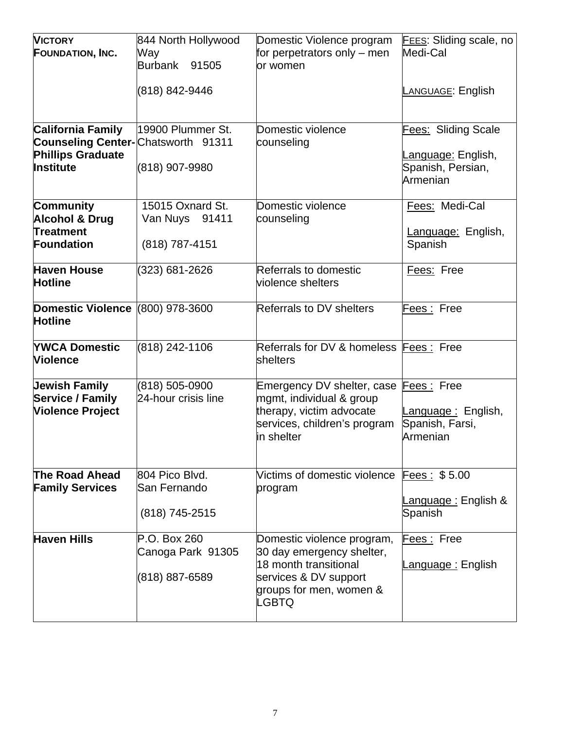| | | | |
|---|---|---|---|
| **VICTORY FOUNDATION, INC.** | 844 North Hollywood Way<br>Burbank 91505<br><br>(818) 842-9446 | Domestic Violence program for perpetrators only – men or women | FEES: Sliding scale, no Medi-Cal<br><br>LANGUAGE: English |
| **California Family Counseling Center-Phillips Graduate Institute** | 19900 Plummer St.<br>Chatsworth 91311<br><br>(818) 907-9980 | Domestic violence counseling | Fees: Sliding Scale<br><br>Language: English, Spanish, Persian, Armenian |
| **Community Alcohol & Drug Treatment Foundation** | 15015 Oxnard St.<br>Van Nuys 91411<br><br>(818) 787-4151 | Domestic violence counseling | Fees: Medi-Cal<br><br>Language: English, Spanish |
| **Haven House Hotline** | (323) 681-2626 | Referrals to domestic violence shelters | Fees: Free |
| **Domestic Violence Hotline** | (800) 978-3600 | Referrals to DV shelters | Fees : Free |
| **YWCA Domestic Violence** | (818) 242-1106 | Referrals for DV & homeless shelters | Fees : Free |
| **Jewish Family Service / Family Violence Project** | (818) 505-0900<br>24-hour crisis line | Emergency DV shelter, case mgmt, individual & group therapy, victim advocate services, children's program in shelter | Fees : Free<br><br>Language : English, Spanish, Farsi, Armenian |
| **The Road Ahead Family Services** | 804 Pico Blvd.<br>San Fernando<br><br>(818) 745-2515 | Victims of domestic violence program | Fees : $ 5.00<br><br>Language : English & Spanish |
| **Haven Hills** | P.O. Box 260<br>Canoga Park 91305<br><br>(818) 887-6589 | Domestic violence program, 30 day emergency shelter, 18 month transitional services & DV support groups for men, women & LGBTQ | Fees : Free<br><br>Language : English |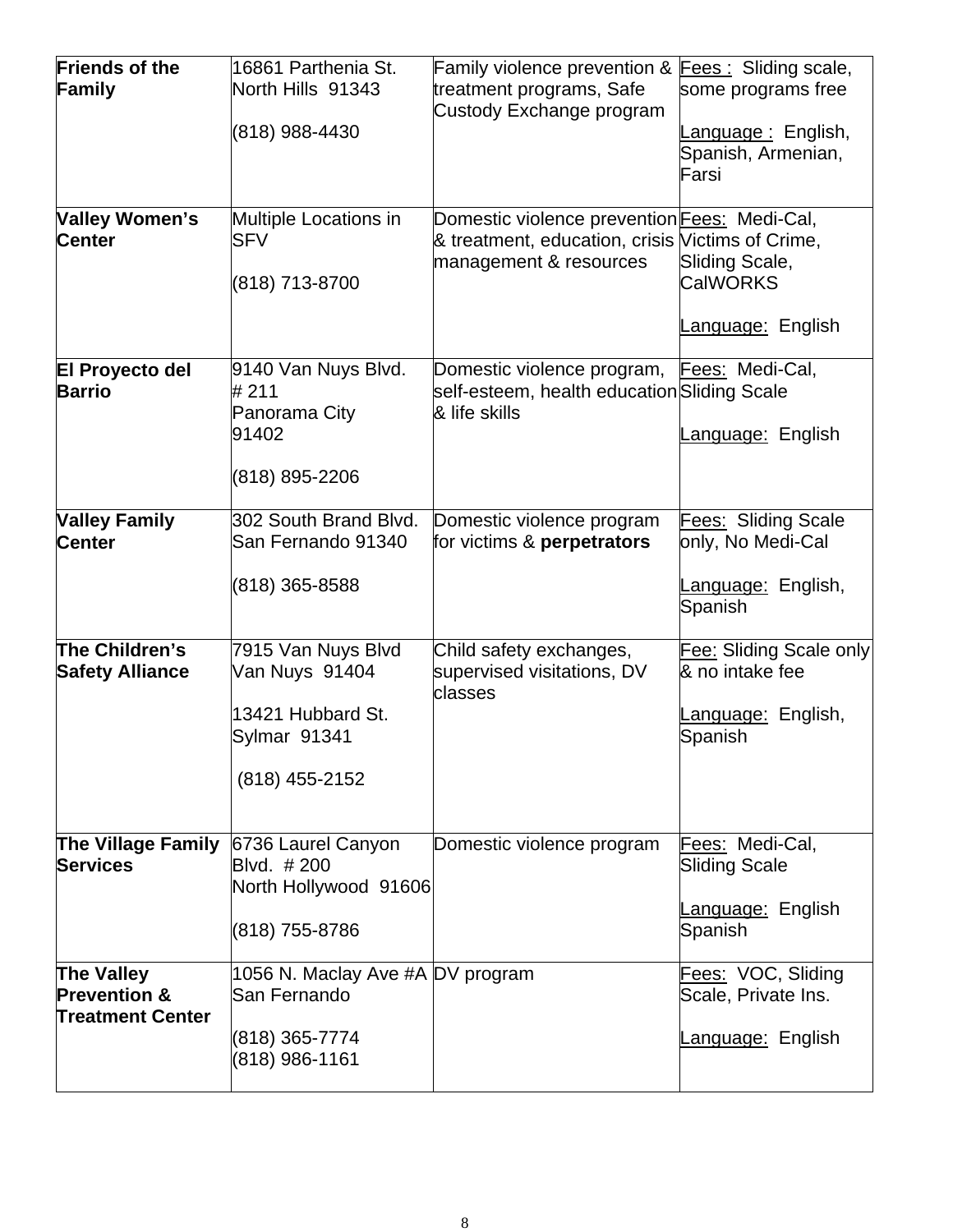| | | | |
|---|---|---|---|
| **Friends of the Family** | 16861 Parthenia St. North Hills 91343<br><br>(818) 988-4430 | Family violence prevention & treatment programs, Safe Custody Exchange program | Fees : Sliding scale, some programs free<br><br>Language : English, Spanish, Armenian, Farsi |
| **Valley Women's Center** | Multiple Locations in SFV<br><br>(818) 713-8700 | Domestic violence prevention & treatment, education, crisis management & resources | Fees: Medi-Cal, Victims of Crime, Sliding Scale, CalWORKS<br><br>Language: English |
| **El Proyecto del Barrio** | 9140 Van Nuys Blvd. # 211<br>Panorama City 91402<br><br>(818) 895-2206 | Domestic violence program, self-esteem, health education & life skills | Fees: Medi-Cal, Sliding Scale<br><br>Language: English |
| **Valley Family Center** | 302 South Brand Blvd. San Fernando 91340<br><br>(818) 365-8588 | Domestic violence program for victims & **perpetrators** | Fees: Sliding Scale only, No Medi-Cal<br><br>Language: English, Spanish |
| **The Children's Safety Alliance** | 7915 Van Nuys Blvd Van Nuys 91404<br><br>13421 Hubbard St. Sylmar 91341<br><br>(818) 455-2152 | Child safety exchanges, supervised visitations, DV classes | Fee: Sliding Scale only & no intake fee<br><br>Language: English, Spanish |
| **The Village Family Services** | 6736 Laurel Canyon Blvd. # 200<br>North Hollywood 91606<br><br>(818) 755-8786 | Domestic violence program | Fees: Medi-Cal, Sliding Scale<br><br>Language: English Spanish |
| **The Valley Prevention & Treatment Center** | 1056 N. Maclay Ave #A San Fernando<br><br>(818) 365-7774<br>(818) 986-1161 | DV program | Fees: VOC, Sliding Scale, Private Ins.<br><br>Language: English |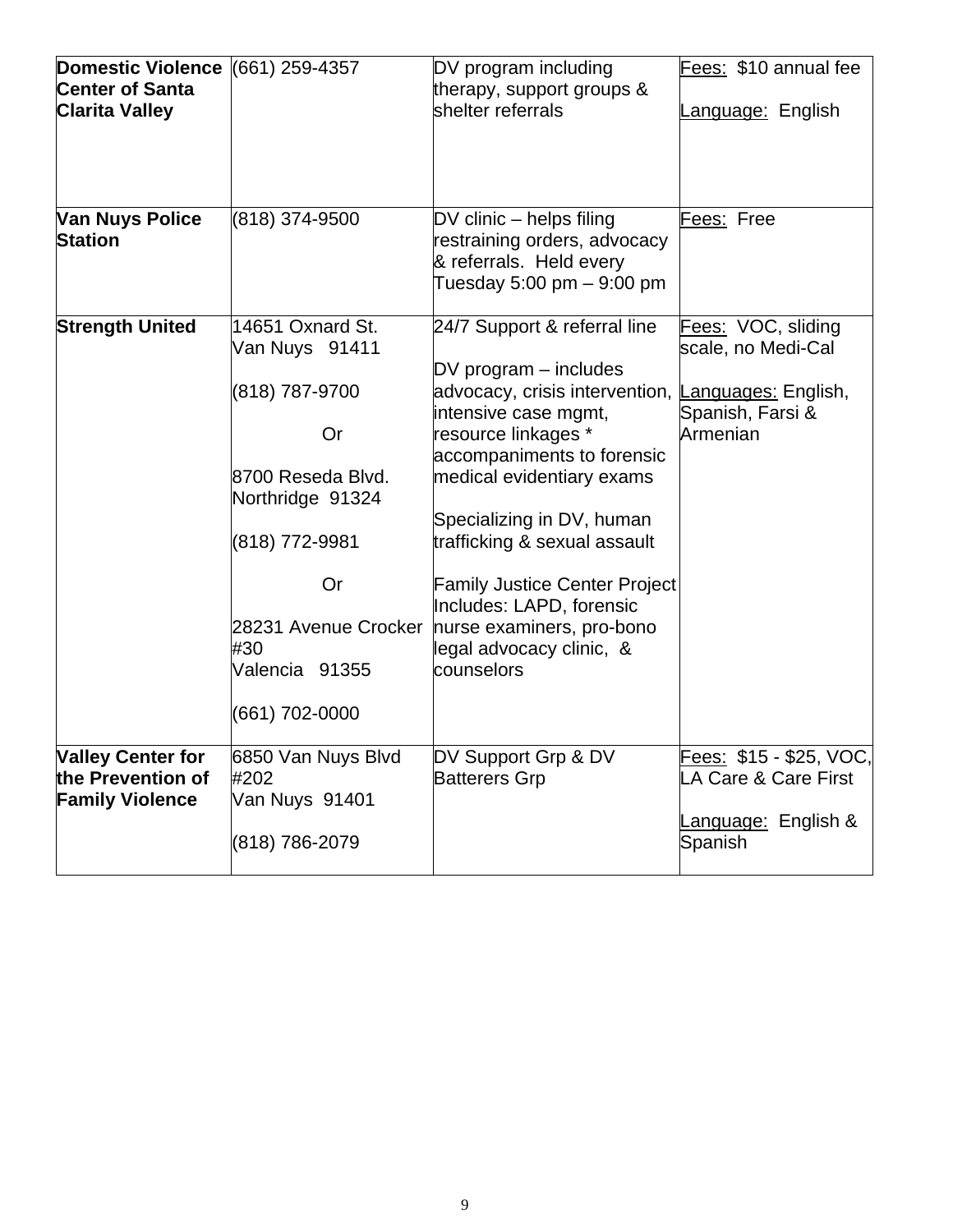| **Domestic Violence Center of Santa Clarita Valley** | (661) 259-4357 | DV program including therapy, support groups & shelter referrals | Fees: $10 annual fee<br><br>Language: English |
|---|---|---|---|
| **Van Nuys Police Station** | (818) 374-9500 | DV clinic – helps filing restraining orders, advocacy & referrals. Held every Tuesday 5:00 pm – 9:00 pm | Fees: Free |
| **Strength United** | 14651 Oxnard St.<br>Van Nuys 91411<br><br>(818) 787-9700<br><br>Or<br><br>8700 Reseda Blvd.<br>Northridge 91324<br><br>(818) 772-9981<br><br>Or<br><br>28231 Avenue Crocker #30<br>Valencia 91355<br><br>(661) 702-0000 | 24/7 Support & referral line<br><br>DV program – includes advocacy, crisis intervention, intensive case mgmt, resource linkages * accompaniments to forensic medical evidentiary exams<br><br>Specializing in DV, human trafficking & sexual assault<br><br>Family Justice Center Project Includes: LAPD, forensic nurse examiners, pro-bono legal advocacy clinic, & counselors | Fees: VOC, sliding scale, no Medi-Cal<br><br>Languages: English, Spanish, Farsi & Armenian |
| **Valley Center for the Prevention of Family Violence** | 6850 Van Nuys Blvd #202<br>Van Nuys 91401<br><br>(818) 786-2079 | DV Support Grp & DV Batterers Grp | Fees: $15 - $25, VOC, LA Care & Care First<br><br>Language: English & Spanish |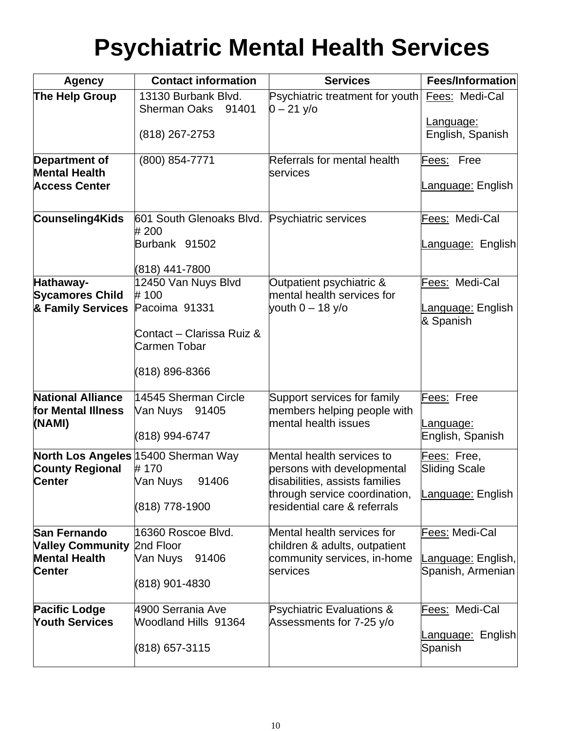# Psychiatric Mental Health Services

| Agency | Contact information | Services | Fees/Information |
|---|---|---|---|
| **The Help Group** | 13130 Burbank Blvd.<br>Sherman Oaks 91401<br><br>(818) 267-2753 | Psychiatric treatment for youth 0 – 21 y/o | Fees: Medi-Cal<br><br>Language: English, Spanish |
| **Department of Mental Health Access Center** | (800) 854-7771 | Referrals for mental health services | Fees: Free<br><br>Language: English |
| **Counseling4Kids** | 601 South Glenoaks Blvd. # 200<br>Burbank 91502<br><br>(818) 441-7800 | Psychiatric services | Fees: Medi-Cal<br><br>Language: English |
| **Hathaway-Sycamores Child & Family Services** | 12450 Van Nuys Blvd # 100<br>Pacoima 91331<br><br>Contact – Clarissa Ruiz & Carmen Tobar<br><br>(818) 896-8366 | Outpatient psychiatric & mental health services for youth 0 – 18 y/o | Fees: Medi-Cal<br><br>Language: English & Spanish |
| **National Alliance for Mental Illness (NAMI)** | 14545 Sherman Circle<br>Van Nuys 91405<br><br>(818) 994-6747 | Support services for family members helping people with mental health issues | Fees: Free<br><br>Language: English, Spanish |
| **North Los Angeles County Regional Center** | 15400 Sherman Way # 170<br>Van Nuys 91406<br><br>(818) 778-1900 | Mental health services to persons with developmental disabilities, assists families through service coordination, residential care & referrals | Fees: Free, Sliding Scale<br><br>Language: English |
| **San Fernando Valley Community Mental Health Center** | 16360 Roscoe Blvd. 2nd Floor<br>Van Nuys 91406<br><br>(818) 901-4830 | Mental health services for children & adults, outpatient community services, in-home services | Fees: Medi-Cal<br><br>Language: English, Spanish, Armenian |
| **Pacific Lodge Youth Services** | 4900 Serrania Ave<br>Woodland Hills 91364<br><br>(818) 657-3115 | Psychiatric Evaluations & Assessments for 7-25 y/o | Fees: Medi-Cal<br><br>Language: English Spanish |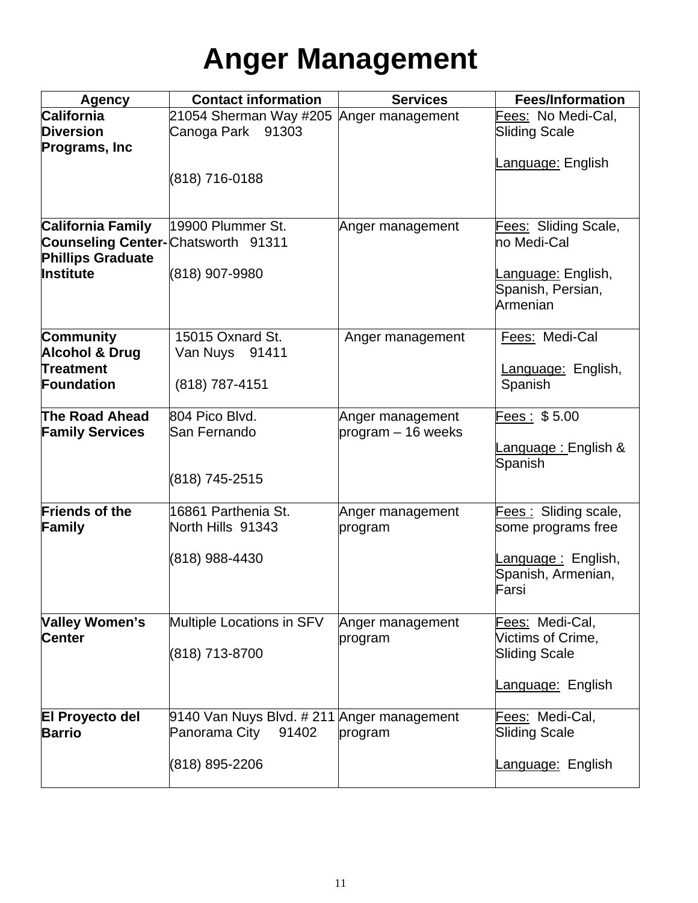# Anger Management

| Agency | Contact information | Services | Fees/Information |
|---|---|---|---|
| **California Diversion Programs, Inc** | 21054 Sherman Way #205 Canoga Park 91303<br><br>(818) 716-0188 | Anger management | Fees: No Medi-Cal, Sliding Scale<br><br>Language: English |
| **California Family Counseling Center-Phillips Graduate Institute** | 19900 Plummer St. Chatsworth 91311<br><br>(818) 907-9980 | Anger management | Fees: Sliding Scale, no Medi-Cal<br><br>Language: English, Spanish, Persian, Armenian |
| **Community Alcohol & Drug Treatment Foundation** | 15015 Oxnard St. Van Nuys 91411<br><br>(818) 787-4151 | Anger management | Fees: Medi-Cal<br><br>Language: English, Spanish |
| **The Road Ahead Family Services** | 804 Pico Blvd. San Fernando<br><br>(818) 745-2515 | Anger management program – 16 weeks | Fees : $ 5.00<br><br>Language : English & Spanish |
| **Friends of the Family** | 16861 Parthenia St. North Hills 91343<br><br>(818) 988-4430 | Anger management program | Fees : Sliding scale, some programs free<br><br>Language : English, Spanish, Armenian, Farsi |
| **Valley Women's Center** | Multiple Locations in SFV<br><br>(818) 713-8700 | Anger management program | Fees: Medi-Cal, Victims of Crime, Sliding Scale<br><br>Language: English |
| **El Proyecto del Barrio** | 9140 Van Nuys Blvd. # 211 Panorama City 91402<br><br>(818) 895-2206 | Anger management program | Fees: Medi-Cal, Sliding Scale<br><br>Language: English |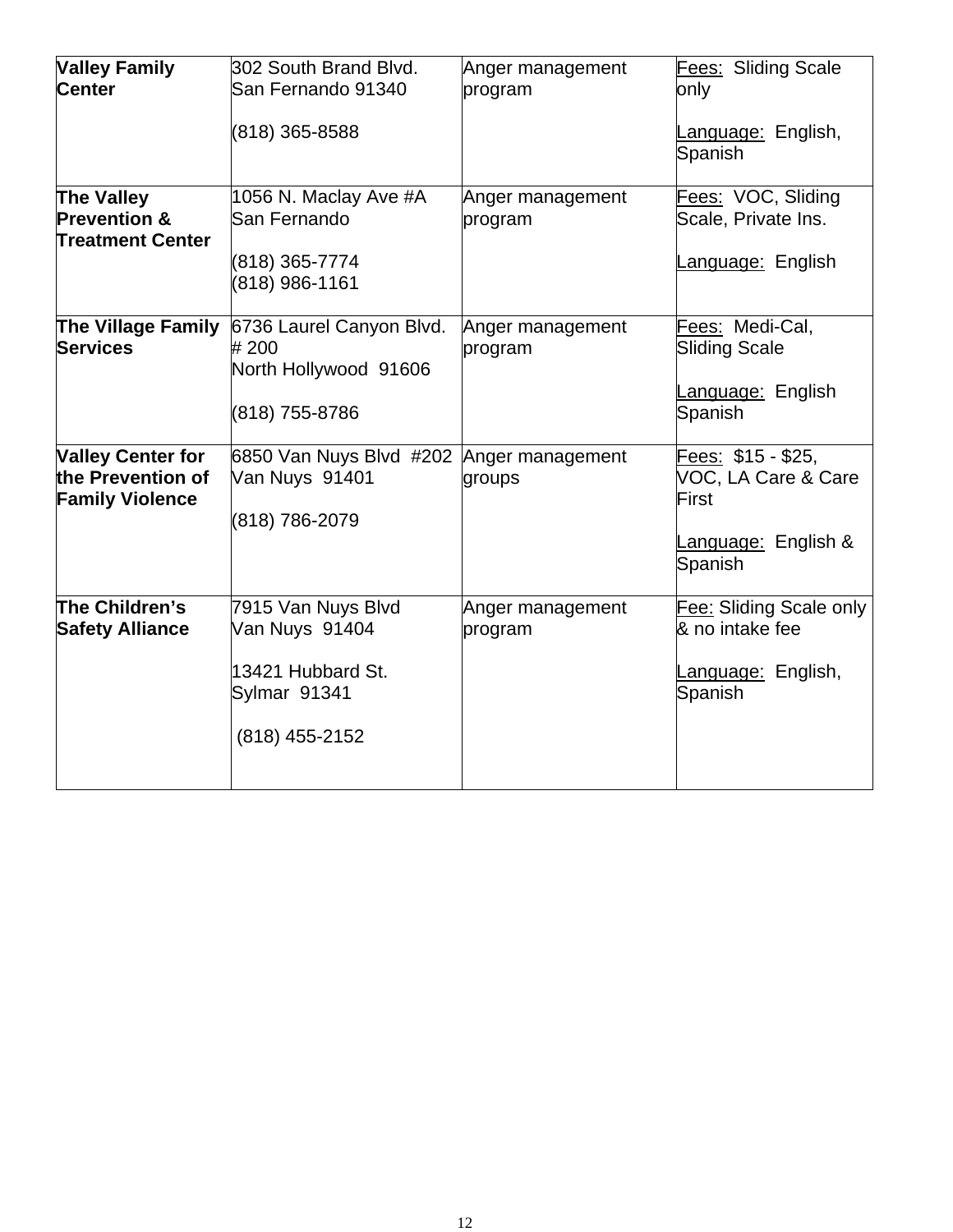| **Valley Family Center** | 302 South Brand Blvd.<br>San Fernando 91340<br><br>(818) 365-8588 | Anger management program | Fees: Sliding Scale only<br><br>Language: English, Spanish |
|---|---|---|---|
| **The Valley Prevention & Treatment Center** | 1056 N. Maclay Ave #A<br>San Fernando<br><br>(818) 365-7774<br>(818) 986-1161 | Anger management program | Fees: VOC, Sliding Scale, Private Ins.<br><br>Language: English |
| **The Village Family Services** | 6736 Laurel Canyon Blvd. # 200<br>North Hollywood 91606<br><br>(818) 755-8786 | Anger management program | Fees: Medi-Cal, Sliding Scale<br><br>Language: English Spanish |
| **Valley Center for the Prevention of Family Violence** | 6850 Van Nuys Blvd #202<br>Van Nuys 91401<br><br>(818) 786-2079 | Anger management groups | Fees: $15 - $25, VOC, LA Care & Care First<br><br>Language: English & Spanish |
| **The Children's Safety Alliance** | 7915 Van Nuys Blvd<br>Van Nuys 91404<br><br>13421 Hubbard St.<br>Sylmar 91341<br><br>(818) 455-2152 | Anger management program | Fee: Sliding Scale only & no intake fee<br><br>Language: English, Spanish |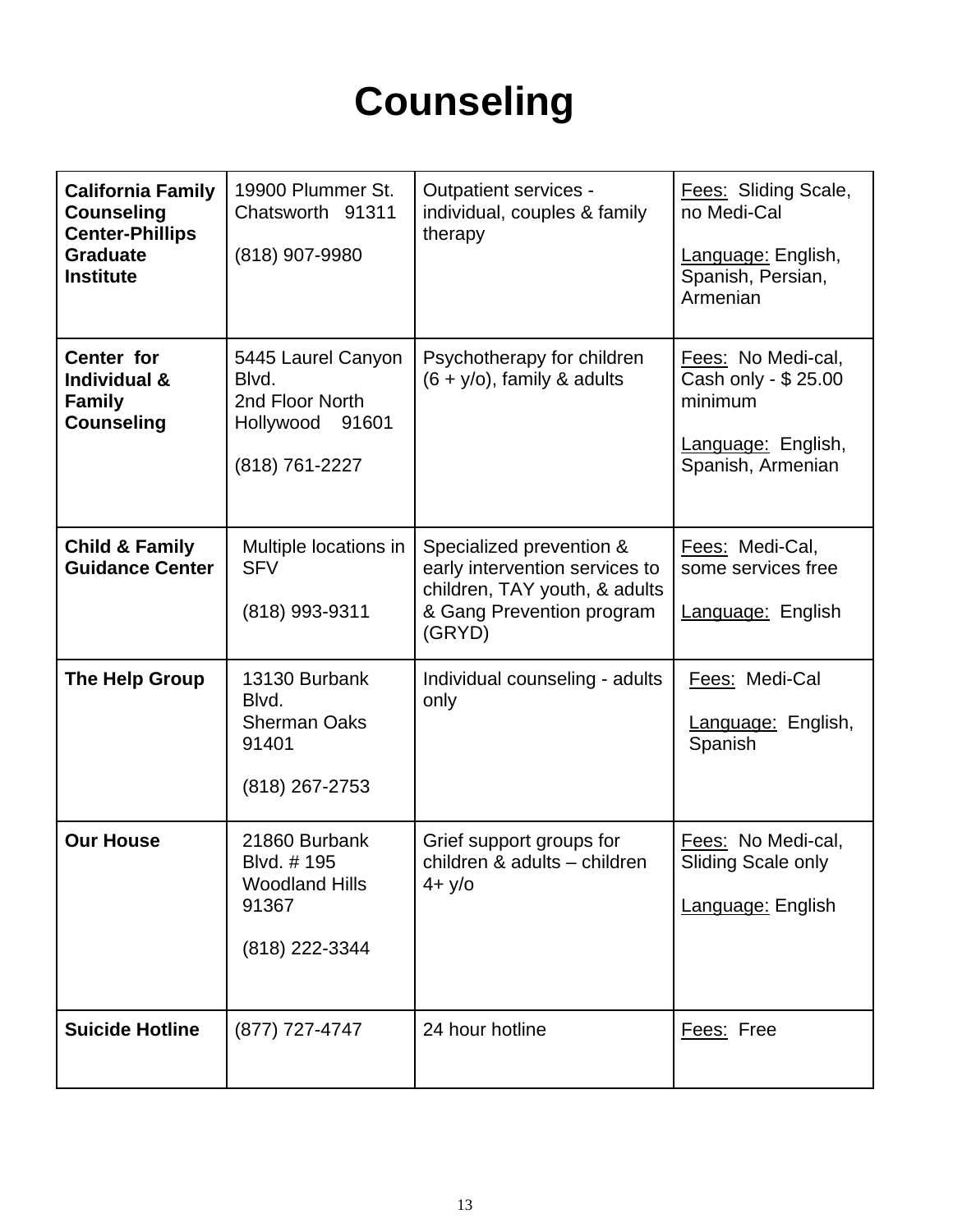# Counseling

| | | | |
|---|---|---|---|
| **California Family Counseling Center-Phillips Graduate Institute** | 19900 Plummer St. Chatsworth 91311<br><br>(818) 907-9980 | Outpatient services - individual, couples & family therapy | Fees: Sliding Scale, no Medi-Cal<br><br>Language: English, Spanish, Persian, Armenian |
| **Center for Individual & Family Counseling** | 5445 Laurel Canyon Blvd.<br>2nd Floor North Hollywood 91601<br><br>(818) 761-2227 | Psychotherapy for children (6 + y/o), family & adults | Fees: No Medi-cal, Cash only - $ 25.00 minimum<br><br>Language: English, Spanish, Armenian |
| **Child & Family Guidance Center** | Multiple locations in SFV<br><br>(818) 993-9311 | Specialized prevention & early intervention services to children, TAY youth, & adults & Gang Prevention program (GRYD) | Fees: Medi-Cal, some services free<br><br>Language: English |
| **The Help Group** | 13130 Burbank Blvd.<br>Sherman Oaks 91401<br><br>(818) 267-2753 | Individual counseling - adults only | Fees: Medi-Cal<br><br>Language: English, Spanish |
| **Our House** | 21860 Burbank Blvd. # 195<br>Woodland Hills 91367<br><br>(818) 222-3344 | Grief support groups for children & adults – children 4+ y/o | Fees: No Medi-cal, Sliding Scale only<br><br>Language: English |
| **Suicide Hotline** | (877) 727-4747 | 24 hour hotline | Fees: Free |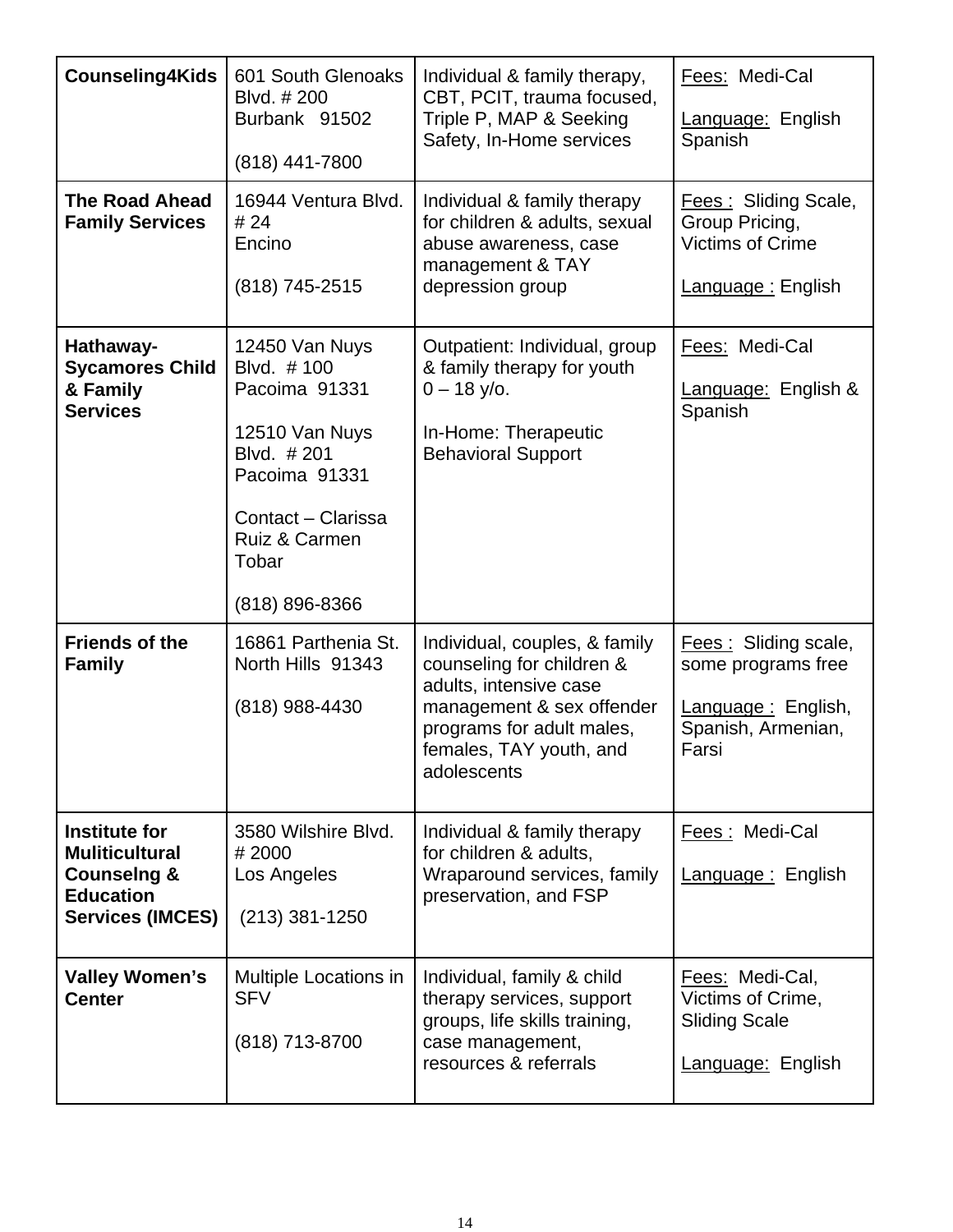| **Counseling4Kids** | 601 South Glenoaks Blvd. # 200<br>Burbank 91502<br><br>(818) 441-7800 | Individual & family therapy, CBT, PCIT, trauma focused, Triple P, MAP & Seeking Safety, In-Home services | Fees: Medi-Cal<br><br>Language: English Spanish |
|---|---|---|---|
| **The Road Ahead Family Services** | 16944 Ventura Blvd. # 24<br>Encino<br><br>(818) 745-2515 | Individual & family therapy for children & adults, sexual abuse awareness, case management & TAY depression group | Fees : Sliding Scale, Group Pricing, Victims of Crime<br><br>Language : English |
| **Hathaway-Sycamores Child & Family Services** | 12450 Van Nuys Blvd. # 100<br>Pacoima 91331<br><br>12510 Van Nuys Blvd. # 201<br>Pacoima 91331<br><br>Contact – Clarissa Ruiz & Carmen Tobar<br><br>(818) 896-8366 | Outpatient: Individual, group & family therapy for youth 0 – 18 y/o.<br><br>In-Home: Therapeutic Behavioral Support | Fees: Medi-Cal<br><br>Language: English & Spanish |
| **Friends of the Family** | 16861 Parthenia St. North Hills 91343<br><br>(818) 988-4430 | Individual, couples, & family counseling for children & adults, intensive case management & sex offender programs for adult males, females, TAY youth, and adolescents | Fees : Sliding scale, some programs free<br><br>Language : English, Spanish, Armenian, Farsi |
| **Institute for Muliticultural Counselng & Education Services (IMCES)** | 3580 Wilshire Blvd. # 2000<br>Los Angeles<br><br>(213) 381-1250 | Individual & family therapy for children & adults, Wraparound services, family preservation, and FSP | Fees : Medi-Cal<br><br>Language : English |
| **Valley Women's Center** | Multiple Locations in SFV<br><br>(818) 713-8700 | Individual, family & child therapy services, support groups, life skills training, case management, resources & referrals | Fees: Medi-Cal, Victims of Crime, Sliding Scale<br><br>Language: English |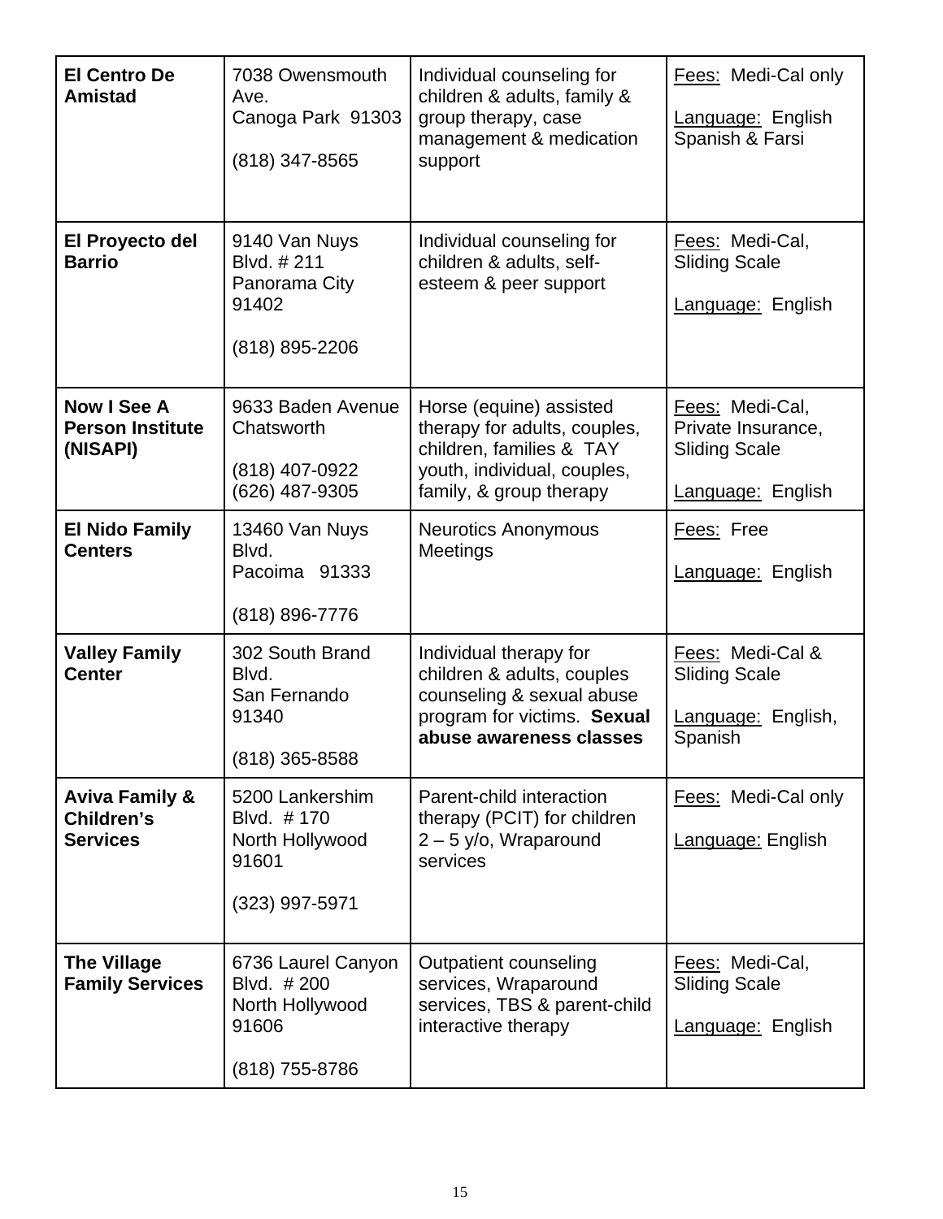| | | | |
|---|---|---|---|
| **El Centro De Amistad** | 7038 Owensmouth Ave.<br>Canoga Park 91303<br><br>(818) 347-8565 | Individual counseling for children & adults, family & group therapy, case management & medication support | Fees: Medi-Cal only<br><br>Language: English Spanish & Farsi |
| **El Proyecto del Barrio** | 9140 Van Nuys Blvd. # 211<br>Panorama City 91402<br><br>(818) 895-2206 | Individual counseling for children & adults, self-esteem & peer support | Fees: Medi-Cal, Sliding Scale<br><br>Language: English |
| **Now I See A Person Institute (NISAPI)** | 9633 Baden Avenue Chatsworth<br><br>(818) 407-0922<br>(626) 487-9305 | Horse (equine) assisted therapy for adults, couples, children, families & TAY youth, individual, couples, family, & group therapy | Fees: Medi-Cal, Private Insurance, Sliding Scale<br><br>Language: English |
| **El Nido Family Centers** | 13460 Van Nuys Blvd.<br>Pacoima 91333<br><br>(818) 896-7776 | Neurotics Anonymous Meetings | Fees: Free<br><br>Language: English |
| **Valley Family Center** | 302 South Brand Blvd.<br>San Fernando 91340<br><br>(818) 365-8588 | Individual therapy for children & adults, couples counseling & sexual abuse program for victims. **Sexual abuse awareness classes** | Fees: Medi-Cal & Sliding Scale<br><br>Language: English, Spanish |
| **Aviva Family & Children's Services** | 5200 Lankershim Blvd. # 170<br>North Hollywood 91601<br><br>(323) 997-5971 | Parent-child interaction therapy (PCIT) for children 2 – 5 y/o, Wraparound services | Fees: Medi-Cal only<br><br>Language: English |
| **The Village Family Services** | 6736 Laurel Canyon Blvd. # 200<br>North Hollywood 91606<br><br>(818) 755-8786 | Outpatient counseling services, Wraparound services, TBS & parent-child interactive therapy | Fees: Medi-Cal, Sliding Scale<br><br>Language: English |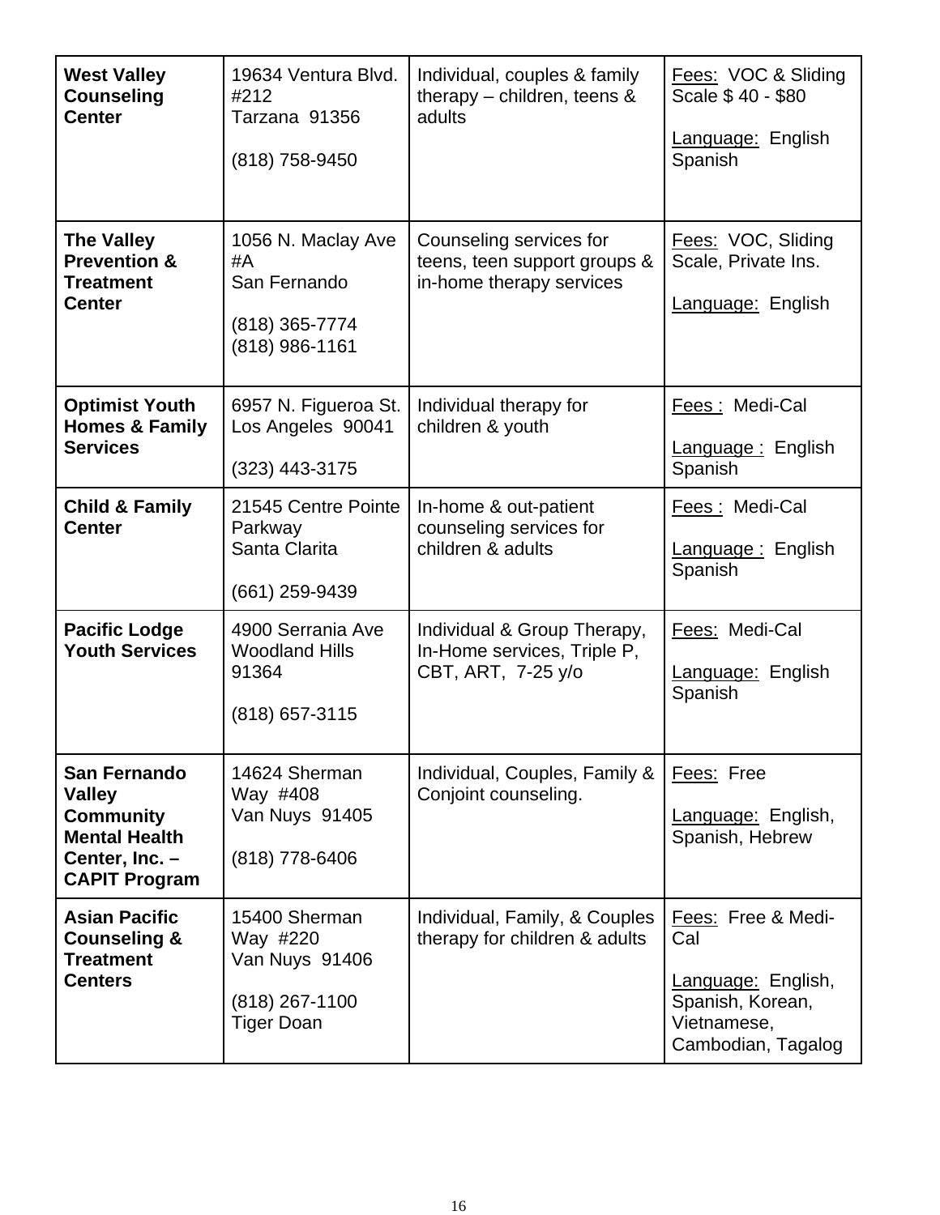| **West Valley Counseling Center** | 19634 Ventura Blvd. #212<br>Tarzana 91356<br><br>(818) 758-9450 | Individual, couples & family therapy – children, teens & adults | Fees: VOC & Sliding Scale $ 40 - $80<br><br>Language: English Spanish |
|---|---|---|---|
| **The Valley Prevention & Treatment Center** | 1056 N. Maclay Ave #A<br>San Fernando<br><br>(818) 365-7774<br>(818) 986-1161 | Counseling services for teens, teen support groups & in-home therapy services | Fees: VOC, Sliding Scale, Private Ins.<br><br>Language: English |
| **Optimist Youth Homes & Family Services** | 6957 N. Figueroa St.<br>Los Angeles 90041<br><br>(323) 443-3175 | Individual therapy for children & youth | Fees : Medi-Cal<br><br>Language : English Spanish |
| **Child & Family Center** | 21545 Centre Pointe Parkway<br>Santa Clarita<br><br>(661) 259-9439 | In-home & out-patient counseling services for children & adults | Fees : Medi-Cal<br><br>Language : English Spanish |
| **Pacific Lodge Youth Services** | 4900 Serrania Ave<br>Woodland Hills 91364<br><br>(818) 657-3115 | Individual & Group Therapy, In-Home services, Triple P, CBT, ART, 7-25 y/o | Fees: Medi-Cal<br><br>Language: English Spanish |
| **San Fernando Valley Community Mental Health Center, Inc. – CAPIT Program** | 14624 Sherman Way #408<br>Van Nuys 91405<br><br>(818) 778-6406 | Individual, Couples, Family & Conjoint counseling. | Fees: Free<br><br>Language: English, Spanish, Hebrew |
| **Asian Pacific Counseling & Treatment Centers** | 15400 Sherman Way #220<br>Van Nuys 91406<br><br>(818) 267-1100<br>Tiger Doan | Individual, Family, & Couples therapy for children & adults | Fees: Free & Medi-Cal<br><br>Language: English, Spanish, Korean, Vietnamese, Cambodian, Tagalog |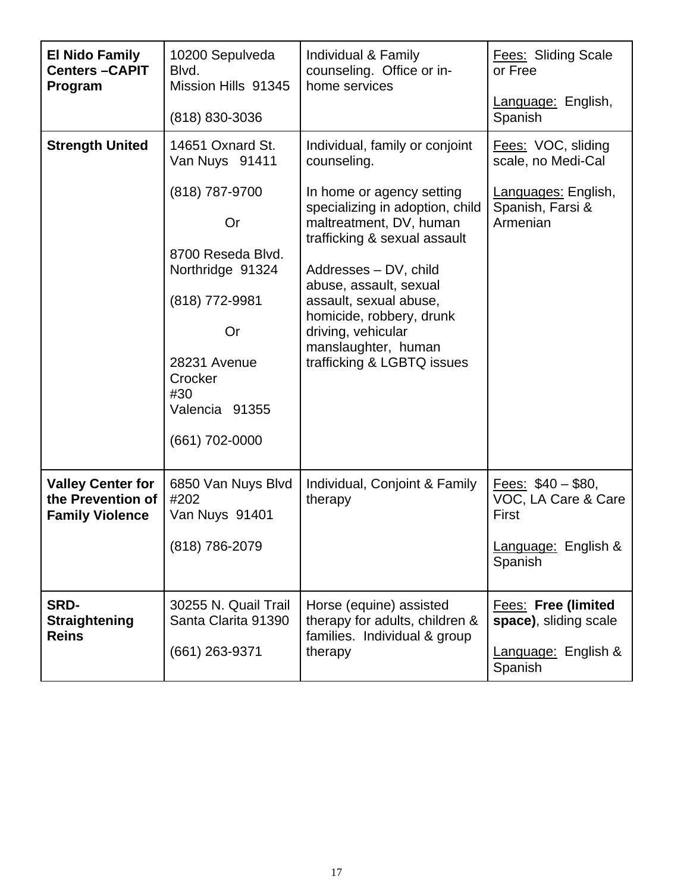| **El Nido Family Centers –CAPIT Program** | 10200 Sepulveda Blvd.<br>Mission Hills 91345<br><br>(818) 830-3036 | Individual & Family counseling. Office or in-home services | <u>Fees:</u> Sliding Scale or Free<br><br><u>Language:</u> English, Spanish |
|---|---|---|---|
| **Strength United** | 14651 Oxnard St.<br>Van Nuys 91411<br><br>(818) 787-9700<br><br>Or<br><br>8700 Reseda Blvd.<br>Northridge 91324<br><br>(818) 772-9981<br><br>Or<br><br>28231 Avenue Crocker<br>#30<br>Valencia 91355<br><br>(661) 702-0000 | Individual, family or conjoint counseling.<br><br>In home or agency setting specializing in adoption, child maltreatment, DV, human trafficking & sexual assault<br><br>Addresses – DV, child abuse, assault, sexual assault, sexual abuse, homicide, robbery, drunk driving, vehicular manslaughter, human trafficking & LGBTQ issues | <u>Fees:</u> VOC, sliding scale, no Medi-Cal<br><br><u>Languages:</u> English, Spanish, Farsi & Armenian |
| **Valley Center for the Prevention of Family Violence** | 6850 Van Nuys Blvd #202<br>Van Nuys 91401<br><br>(818) 786-2079 | Individual, Conjoint & Family therapy | <u>Fees:</u> $40 – $80, VOC, LA Care & Care First<br><br><u>Language:</u> English & Spanish |
| **SRD-Straightening Reins** | 30255 N. Quail Trail<br>Santa Clarita 91390<br><br>(661) 263-9371 | Horse (equine) assisted therapy for adults, children & families. Individual & group therapy | <u>Fees:</u> **Free (limited space)**, sliding scale<br><br><u>Language:</u> English & Spanish |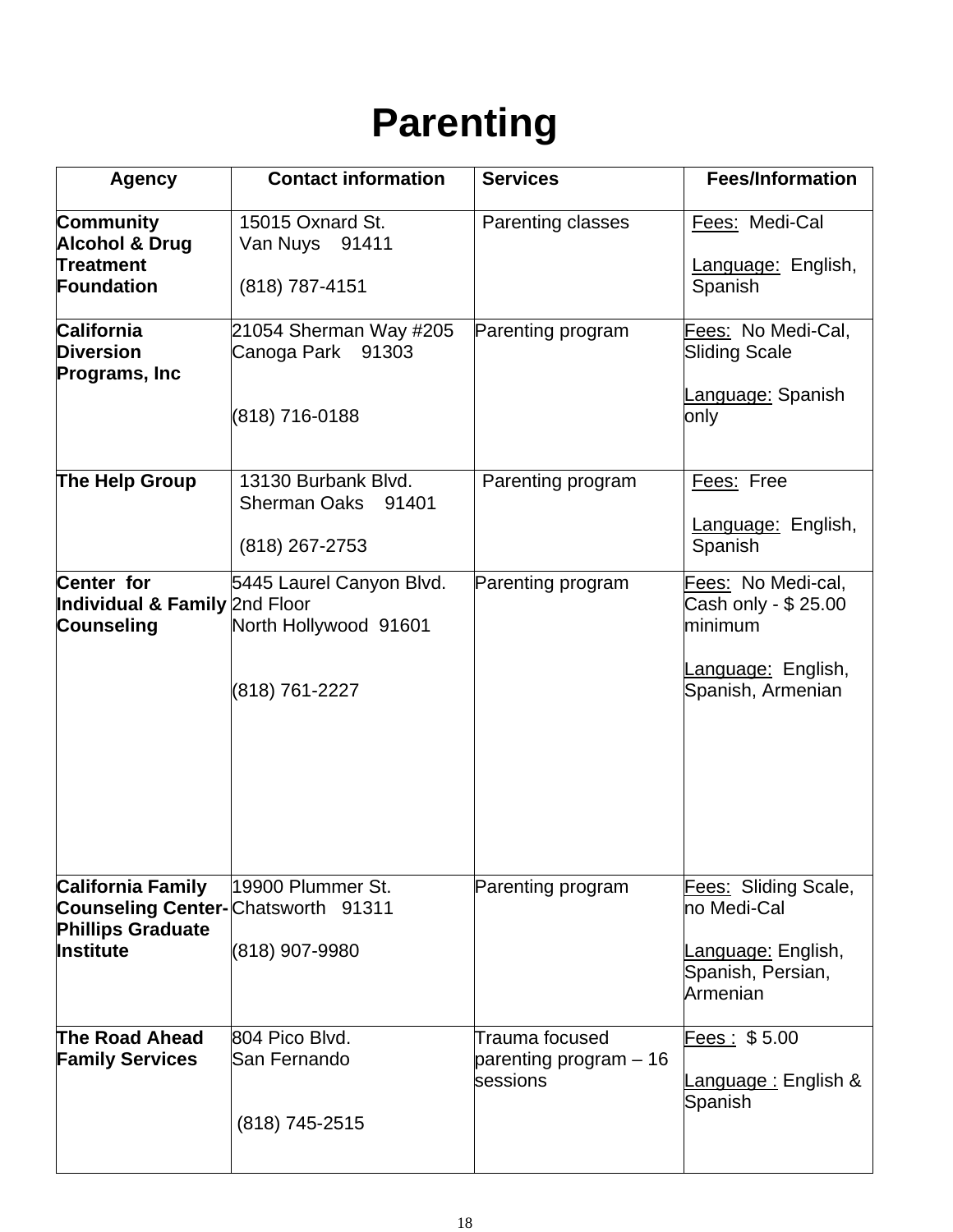# Parenting

| Agency | Contact information | Services | Fees/Information |
|---|---|---|---|
| **Community Alcohol & Drug Treatment Foundation** | 15015 Oxnard St.<br>Van Nuys 91411<br><br>(818) 787-4151 | Parenting classes | Fees: Medi-Cal<br><br>Language: English, Spanish |
| **California Diversion Programs, Inc** | 21054 Sherman Way #205<br>Canoga Park 91303<br><br>(818) 716-0188 | Parenting program | Fees: No Medi-Cal, Sliding Scale<br><br>Language: Spanish only |
| **The Help Group** | 13130 Burbank Blvd.<br>Sherman Oaks 91401<br><br>(818) 267-2753 | Parenting program | Fees: Free<br><br>Language: English, Spanish |
| **Center for Individual & Family Counseling** | 5445 Laurel Canyon Blvd.<br>2nd Floor<br>North Hollywood 91601<br><br>(818) 761-2227 | Parenting program | Fees: No Medi-cal, Cash only - $ 25.00 minimum<br><br>Language: English, Spanish, Armenian |
| **California Family Counseling Center-Phillips Graduate Institute** | 19900 Plummer St.<br>Chatsworth 91311<br><br>(818) 907-9980 | Parenting program | Fees: Sliding Scale, no Medi-Cal<br><br>Language: English, Spanish, Persian, Armenian |
| **The Road Ahead Family Services** | 804 Pico Blvd.<br>San Fernando<br><br>(818) 745-2515 | Trauma focused parenting program – 16 sessions | Fees : $ 5.00<br><br>Language : English & Spanish |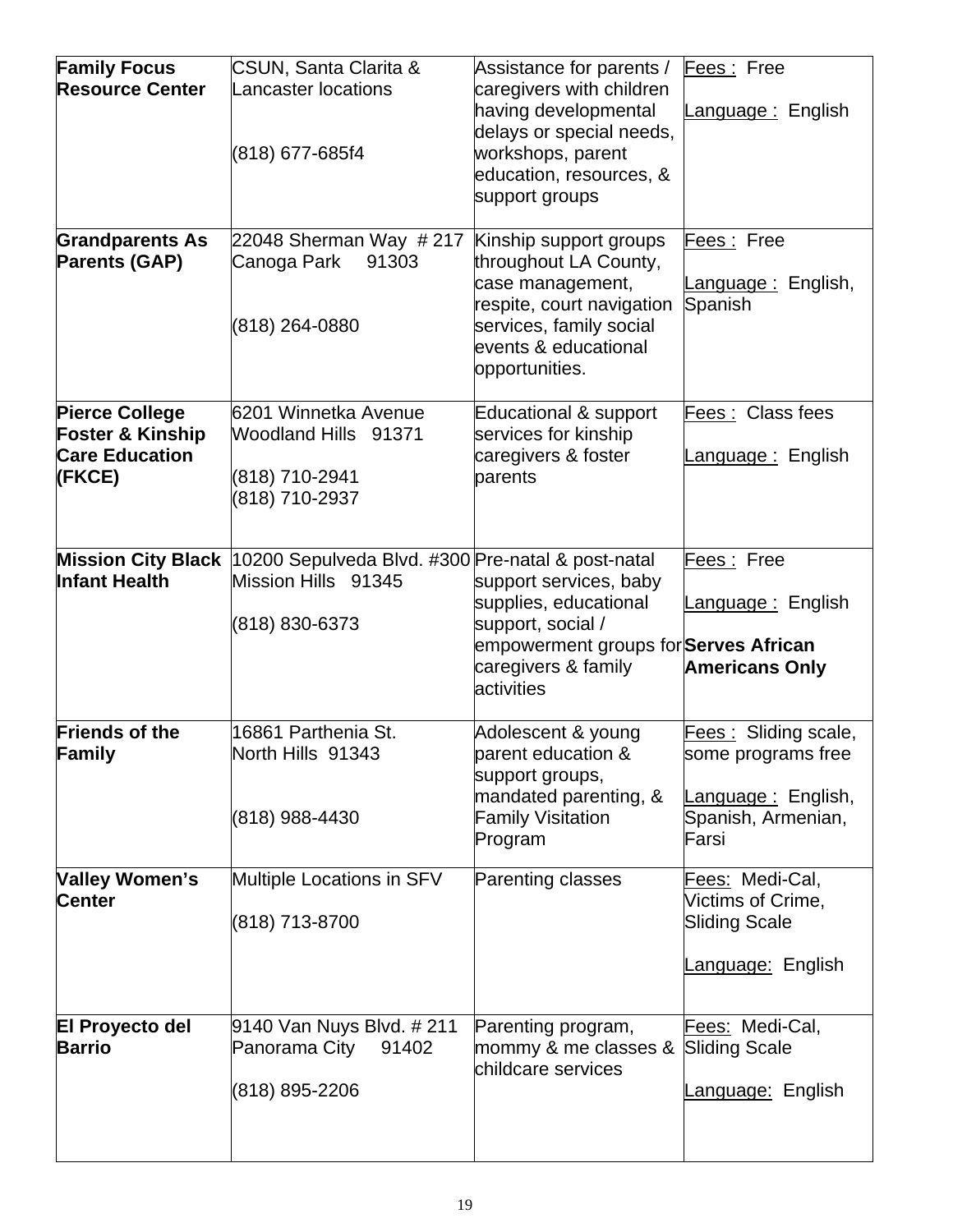| | | | |
|---|---|---|---|
| **Family Focus Resource Center** | CSUN, Santa Clarita & Lancaster locations<br><br>(818) 677-685f4 | Assistance for parents / caregivers with children having developmental delays or special needs, workshops, parent education, resources, & support groups | Fees : Free<br><br>Language : English |
| **Grandparents As Parents (GAP)** | 22048 Sherman Way # 217 Canoga Park 91303<br><br>(818) 264-0880 | Kinship support groups throughout LA County, case management, respite, court navigation services, family social events & educational opportunities. | Fees : Free<br><br>Language : English, Spanish |
| **Pierce College Foster & Kinship Care Education (FKCE)** | 6201 Winnetka Avenue Woodland Hills 91371<br><br>(818) 710-2941<br>(818) 710-2937 | Educational & support services for kinship caregivers & foster parents | Fees : Class fees<br><br>Language : English |
| **Mission City Black Infant Health** | 10200 Sepulveda Blvd. #300 Mission Hills 91345<br><br>(818) 830-6373 | Pre-natal & post-natal support services, baby supplies, educational support, social / empowerment groups for caregivers & family activities | Fees : Free<br><br>Language : English<br><br>**Serves African Americans Only** |
| **Friends of the Family** | 16861 Parthenia St. North Hills 91343<br><br>(818) 988-4430 | Adolescent & young parent education & support groups, mandated parenting, & Family Visitation Program | Fees : Sliding scale, some programs free<br><br>Language : English, Spanish, Armenian, Farsi |
| **Valley Women's Center** | Multiple Locations in SFV<br><br>(818) 713-8700 | Parenting classes | Fees: Medi-Cal, Victims of Crime, Sliding Scale<br><br>Language: English |
| **El Proyecto del Barrio** | 9140 Van Nuys Blvd. # 211 Panorama City 91402<br><br>(818) 895-2206 | Parenting program, mommy & me classes & childcare services | Fees: Medi-Cal, Sliding Scale<br><br>Language: English |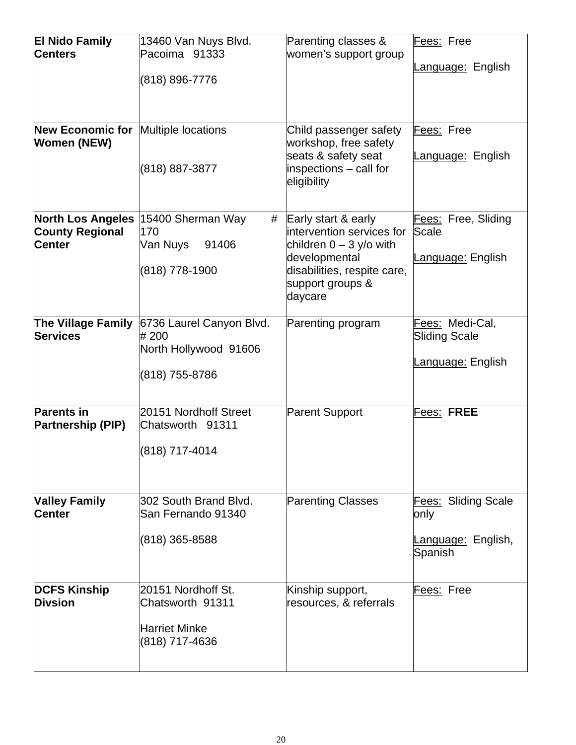| | | | |
|---|---|---|---|
| **El Nido Family Centers** | 13460 Van Nuys Blvd.<br>Pacoima 91333<br><br>(818) 896-7776 | Parenting classes & women's support group | Fees: Free<br><br>Language: English |
| **New Economic for Women (NEW)** | Multiple locations<br><br>(818) 887-3877 | Child passenger safety workshop, free safety seats & safety seat inspections – call for eligibility | Fees: Free<br><br>Language: English |
| **North Los Angeles County Regional Center** | 15400 Sherman Way # 170<br>Van Nuys 91406<br><br>(818) 778-1900 | Early start & early intervention services for children 0 – 3 y/o with developmental disabilities, respite care, support groups & daycare | Fees: Free, Sliding Scale<br><br>Language: English |
| **The Village Family Services** | 6736 Laurel Canyon Blvd. # 200<br>North Hollywood 91606<br><br>(818) 755-8786 | Parenting program | Fees: Medi-Cal, Sliding Scale<br><br>Language: English |
| **Parents in Partnership (PIP)** | 20151 Nordhoff Street<br>Chatsworth 91311<br><br>(818) 717-4014 | Parent Support | Fees: **FREE** |
| **Valley Family Center** | 302 South Brand Blvd.<br>San Fernando 91340<br><br>(818) 365-8588 | Parenting Classes | Fees: Sliding Scale only<br><br>Language: English, Spanish |
| **DCFS Kinship Divsion** | 20151 Nordhoff St.<br>Chatsworth 91311<br><br>Harriet Minke<br>(818) 717-4636 | Kinship support, resources, & referrals | Fees: Free |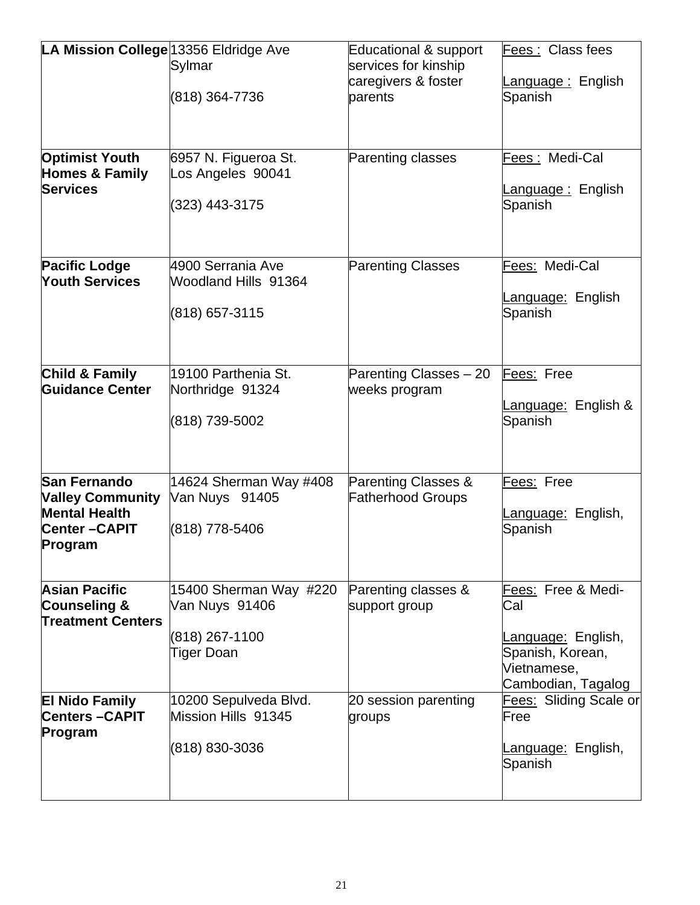| | | | |
|---|---|---|---|
| **LA Mission College** | 13356 Eldridge Ave<br>Sylmar<br><br>(818) 364-7736 | Educational & support services for kinship caregivers & foster parents | Fees : Class fees<br><br>Language : English Spanish |
| **Optimist Youth Homes & Family Services** | 6957 N. Figueroa St.<br>Los Angeles 90041<br><br>(323) 443-3175 | Parenting classes | Fees : Medi-Cal<br><br>Language : English Spanish |
| **Pacific Lodge Youth Services** | 4900 Serrania Ave<br>Woodland Hills 91364<br><br>(818) 657-3115 | Parenting Classes | Fees: Medi-Cal<br><br>Language: English Spanish |
| **Child & Family Guidance Center** | 19100 Parthenia St.<br>Northridge 91324<br><br>(818) 739-5002 | Parenting Classes – 20 weeks program | Fees: Free<br><br>Language: English & Spanish |
| **San Fernando Valley Community Mental Health Center –CAPIT Program** | 14624 Sherman Way #408<br>Van Nuys 91405<br><br>(818) 778-5406 | Parenting Classes & Fatherhood Groups | Fees: Free<br><br>Language: English, Spanish |
| **Asian Pacific Counseling & Treatment Centers** | 15400 Sherman Way #220<br>Van Nuys 91406<br><br>(818) 267-1100<br>Tiger Doan | Parenting classes & support group | Fees: Free & Medi-Cal<br><br>Language: English, Spanish, Korean, Vietnamese, Cambodian, Tagalog |
| **El Nido Family Centers –CAPIT Program** | 10200 Sepulveda Blvd.<br>Mission Hills 91345<br><br>(818) 830-3036 | 20 session parenting groups | Fees: Sliding Scale or Free<br><br>Language: English, Spanish |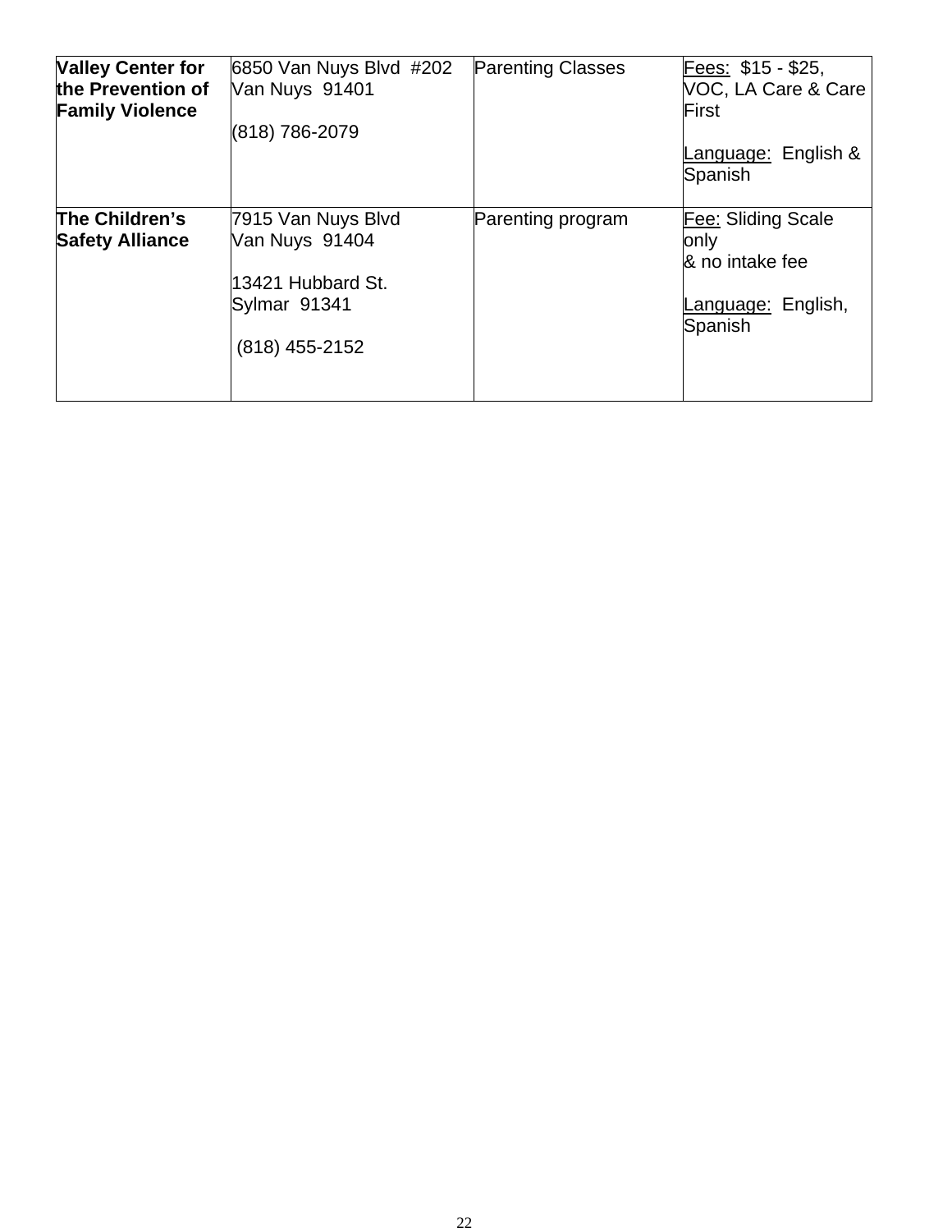| **Valley Center for the Prevention of Family Violence** | 6850 Van Nuys Blvd #202<br>Van Nuys 91401<br><br>(818) 786-2079 | Parenting Classes | <u>Fees:</u> $15 - $25, VOC, LA Care & Care First<br><br><u>Language:</u> English & Spanish |
|---|---|---|---|
| **The Children's Safety Alliance** | 7915 Van Nuys Blvd<br>Van Nuys 91404<br><br>13421 Hubbard St.<br>Sylmar 91341<br><br>(818) 455-2152 | Parenting program | <u>Fee:</u> Sliding Scale only<br>& no intake fee<br><br><u>Language:</u> English, Spanish |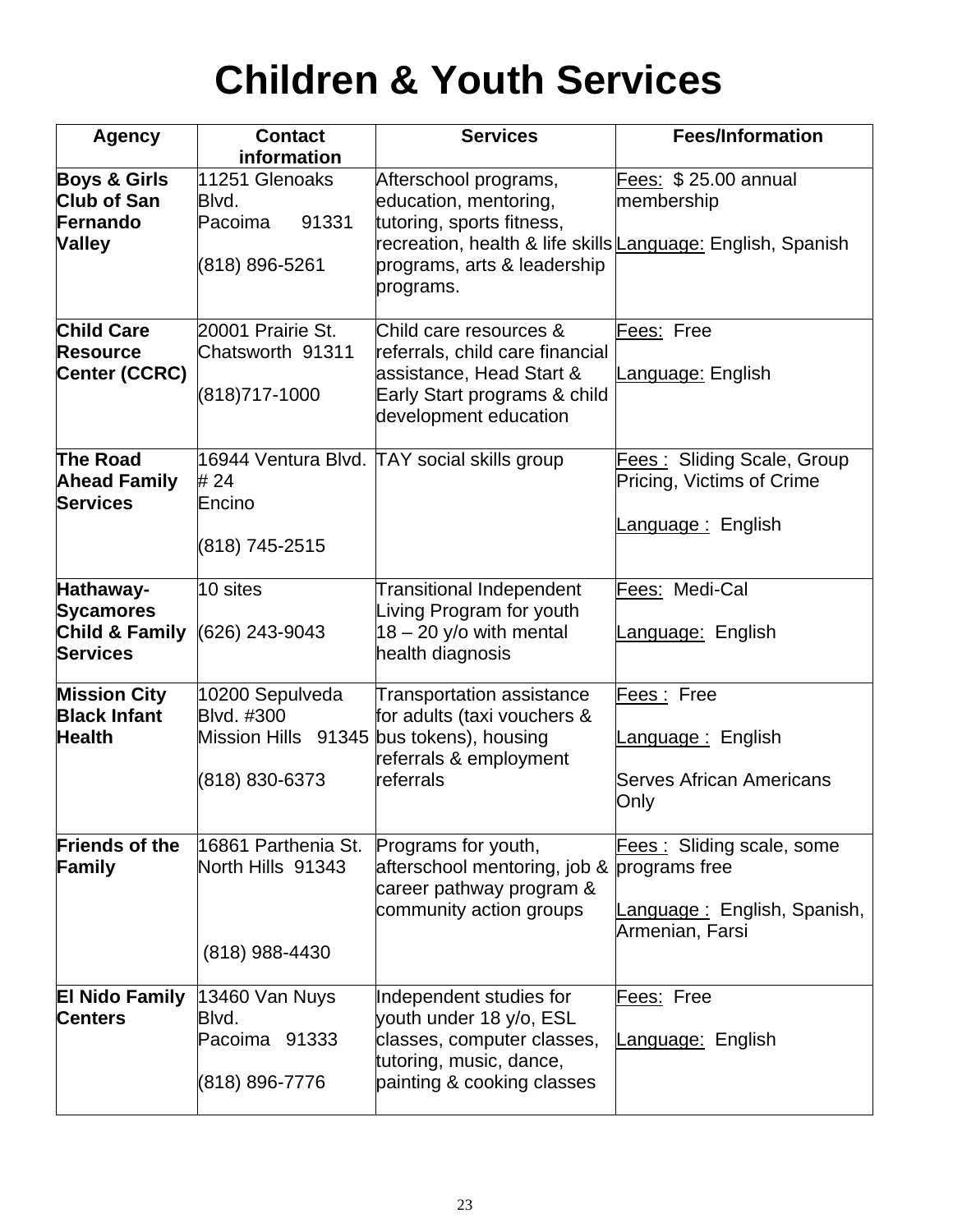# Children & Youth Services

| Agency | Contact information | Services | Fees/Information |
|---|---|---|---|
| **Boys & Girls Club of San Fernando Valley** | 11251 Glenoaks Blvd.<br>Pacoima 91331<br><br>(818) 896-5261 | Afterschool programs, education, mentoring, tutoring, sports fitness, recreation, health & life skills programs, arts & leadership programs. | Fees: $ 25.00 annual membership<br><br>Language: English, Spanish |
| **Child Care Resource Center (CCRC)** | 20001 Prairie St.<br>Chatsworth 91311<br><br>(818)717-1000 | Child care resources & referrals, child care financial assistance, Head Start & Early Start programs & child development education | Fees: Free<br><br>Language: English |
| **The Road Ahead Family Services** | 16944 Ventura Blvd. # 24<br>Encino<br><br>(818) 745-2515 | TAY social skills group | Fees : Sliding Scale, Group Pricing, Victims of Crime<br><br>Language : English |
| **Hathaway-Sycamores Child & Family Services** | 10 sites<br><br>(626) 243-9043 | Transitional Independent Living Program for youth 18 – 20 y/o with mental health diagnosis | Fees: Medi-Cal<br><br>Language: English |
| **Mission City Black Infant Health** | 10200 Sepulveda Blvd. #300<br>Mission Hills 91345<br><br>(818) 830-6373 | Transportation assistance for adults (taxi vouchers & bus tokens), housing referrals & employment referrals | Fees : Free<br><br>Language : English<br><br>Serves African Americans Only |
| **Friends of the Family** | 16861 Parthenia St.<br>North Hills 91343<br><br>(818) 988-4430 | Programs for youth, afterschool mentoring, job & career pathway program & community action groups | Fees : Sliding scale, some programs free<br><br>Language : English, Spanish, Armenian, Farsi |
| **El Nido Family Centers** | 13460 Van Nuys Blvd.<br>Pacoima 91333<br><br>(818) 896-7776 | Independent studies for youth under 18 y/o, ESL classes, computer classes, tutoring, music, dance, painting & cooking classes | Fees: Free<br><br>Language: English |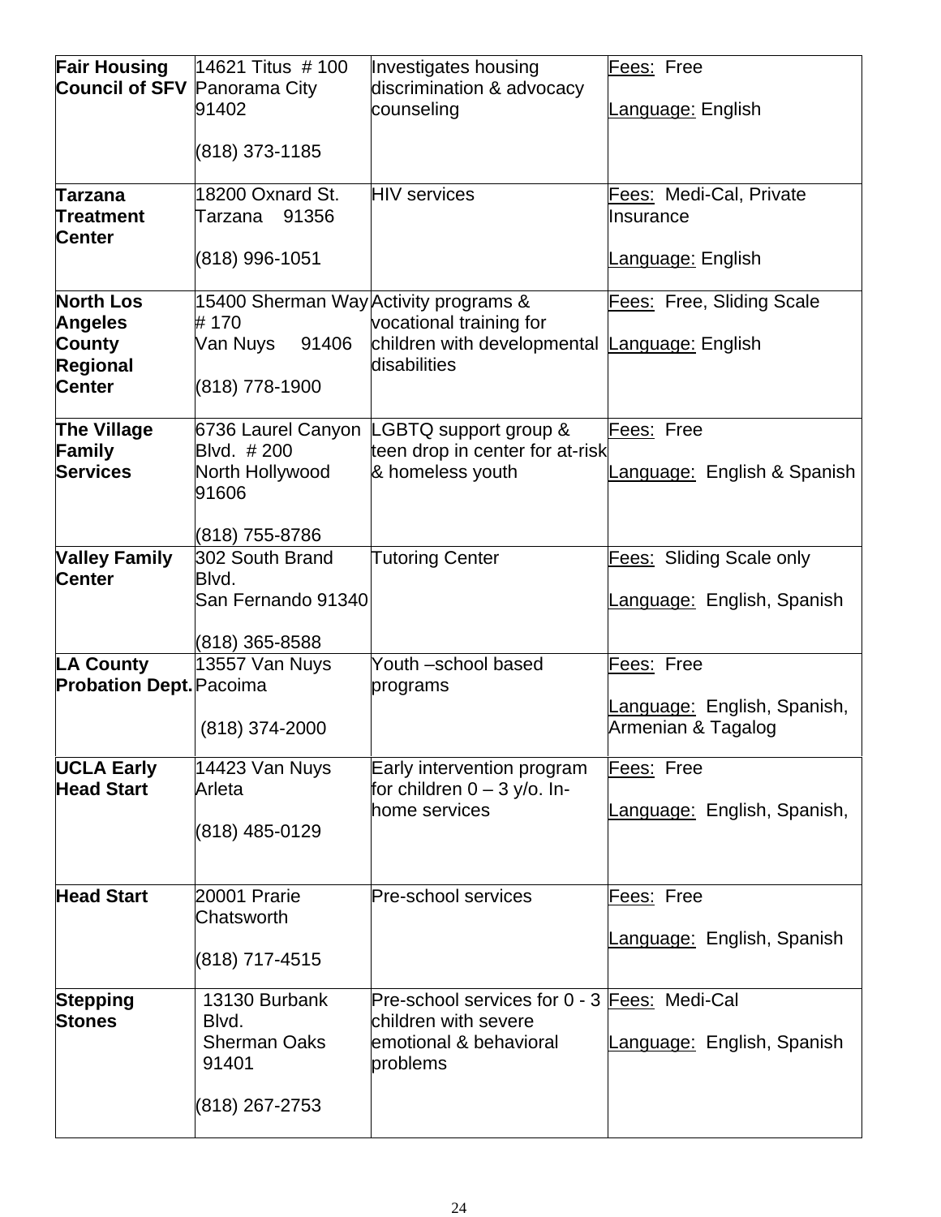| | | | |
|---|---|---|---|
| **Fair Housing Council of SFV** | 14621 Titus # 100 Panorama City 91402<br><br>(818) 373-1185 | Investigates housing discrimination & advocacy counseling | Fees: Free<br><br>Language: English |
| **Tarzana Treatment Center** | 18200 Oxnard St. Tarzana 91356<br><br>(818) 996-1051 | HIV services | Fees: Medi-Cal, Private Insurance<br><br>Language: English |
| **North Los Angeles County Regional Center** | 15400 Sherman Way # 170 Van Nuys 91406<br><br>(818) 778-1900 | Activity programs & vocational training for children with developmental disabilities | Fees: Free, Sliding Scale<br><br>Language: English |
| **The Village Family Services** | 6736 Laurel Canyon Blvd. # 200 North Hollywood 91606<br><br>(818) 755-8786 | LGBTQ support group & teen drop in center for at-risk & homeless youth | Fees: Free<br><br>Language: English & Spanish |
| **Valley Family Center** | 302 South Brand Blvd. San Fernando 91340<br><br>(818) 365-8588 | Tutoring Center | Fees: Sliding Scale only<br><br>Language: English, Spanish |
| **LA County Probation Dept.** | 13557 Van Nuys Pacoima<br><br>(818) 374-2000 | Youth –school based programs | Fees: Free<br><br>Language: English, Spanish, Armenian & Tagalog |
| **UCLA Early Head Start** | 14423 Van Nuys Arleta<br><br>(818) 485-0129 | Early intervention program for children 0 – 3 y/o. In-home services | Fees: Free<br><br>Language: English, Spanish, |
| **Head Start** | 20001 Prarie Chatsworth<br><br>(818) 717-4515 | Pre-school services | Fees: Free<br><br>Language: English, Spanish |
| **Stepping Stones** | 13130 Burbank Blvd. Sherman Oaks 91401<br><br>(818) 267-2753 | Pre-school services for 0 - 3 children with severe emotional & behavioral problems | Fees: Medi-Cal<br><br>Language: English, Spanish |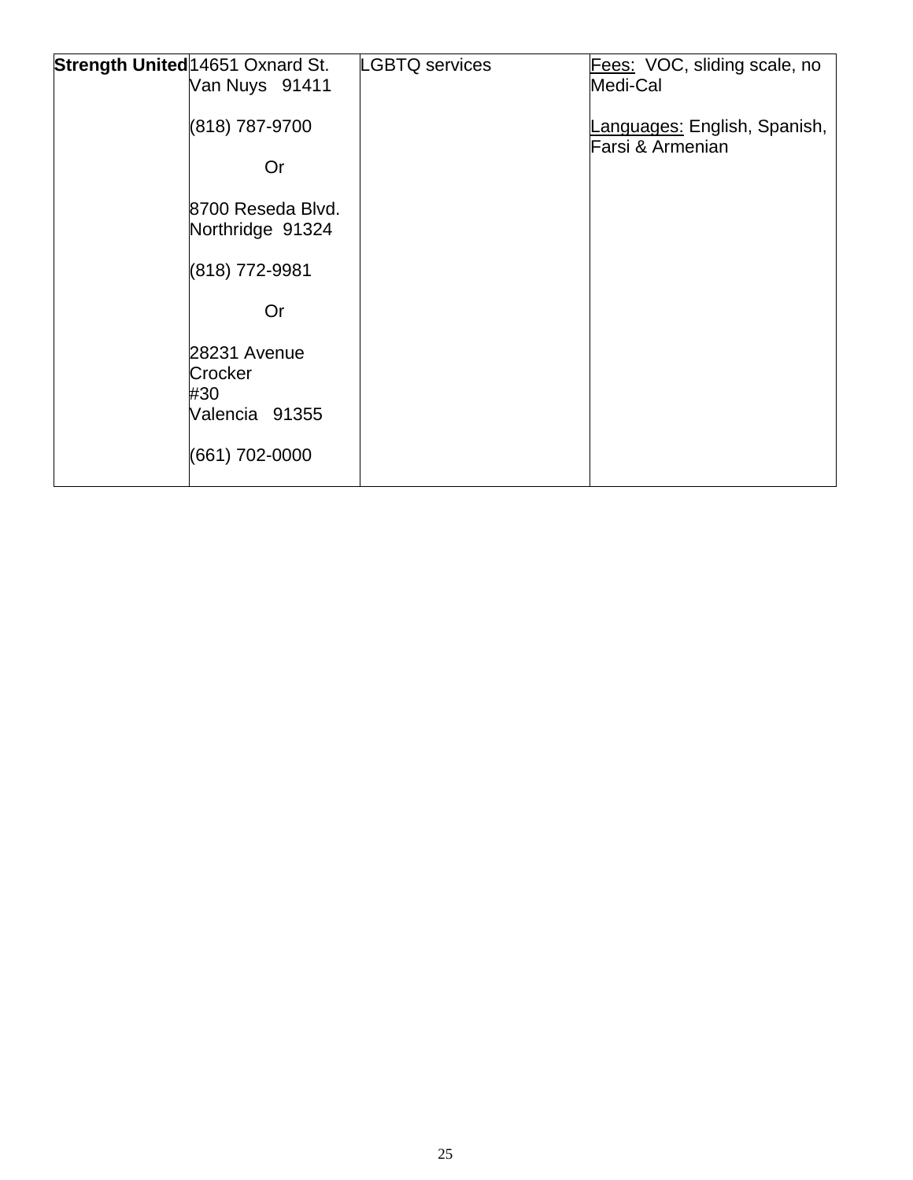| Strength United | 14651 Oxnard St.<br>Van Nuys 91411<br><br>(818) 787-9700<br><br>Or<br><br>8700 Reseda Blvd.<br>Northridge 91324<br><br>(818) 772-9981<br><br>Or<br><br>28231 Avenue Crocker<br>#30<br>Valencia 91355<br><br>(661) 702-0000 | LGBTQ services | Fees: VOC, sliding scale, no Medi-Cal<br><br>Languages: English, Spanish, Farsi & Armenian |
|---|---|---|---|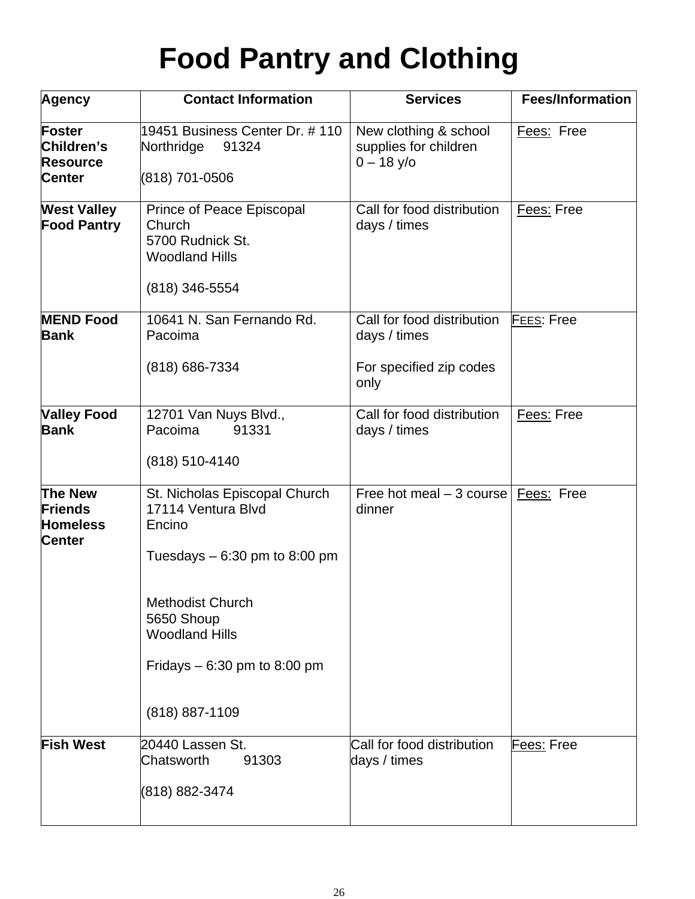# Food Pantry and Clothing

| Agency | Contact Information | Services | Fees/Information |
|---|---|---|---|
| **Foster Children's Resource Center** | 19451 Business Center Dr. # 110<br>Northridge 91324<br><br>(818) 701-0506 | New clothing & school supplies for children<br>0 – 18 y/o | Fees: Free |
| **West Valley Food Pantry** | Prince of Peace Episcopal Church<br>5700 Rudnick St.<br>Woodland Hills<br><br>(818) 346-5554 | Call for food distribution days / times | Fees: Free |
| **MEND Food Bank** | 10641 N. San Fernando Rd.<br>Pacoima<br><br>(818) 686-7334 | Call for food distribution days / times<br><br>For specified zip codes only | FEES: Free |
| **Valley Food Bank** | 12701 Van Nuys Blvd.,<br>Pacoima 91331<br><br>(818) 510-4140 | Call for food distribution days / times | Fees: Free |
| **The New Friends Homeless Center** | St. Nicholas Episcopal Church<br>17114 Ventura Blvd<br>Encino<br><br>Tuesdays – 6:30 pm to 8:00 pm<br><br>Methodist Church<br>5650 Shoup<br>Woodland Hills<br><br>Fridays – 6:30 pm to 8:00 pm<br><br>(818) 887-1109 | Free hot meal – 3 course dinner | Fees: Free |
| **Fish West** | 20440 Lassen St.<br>Chatsworth 91303<br><br>(818) 882-3474 | Call for food distribution days / times | Fees: Free |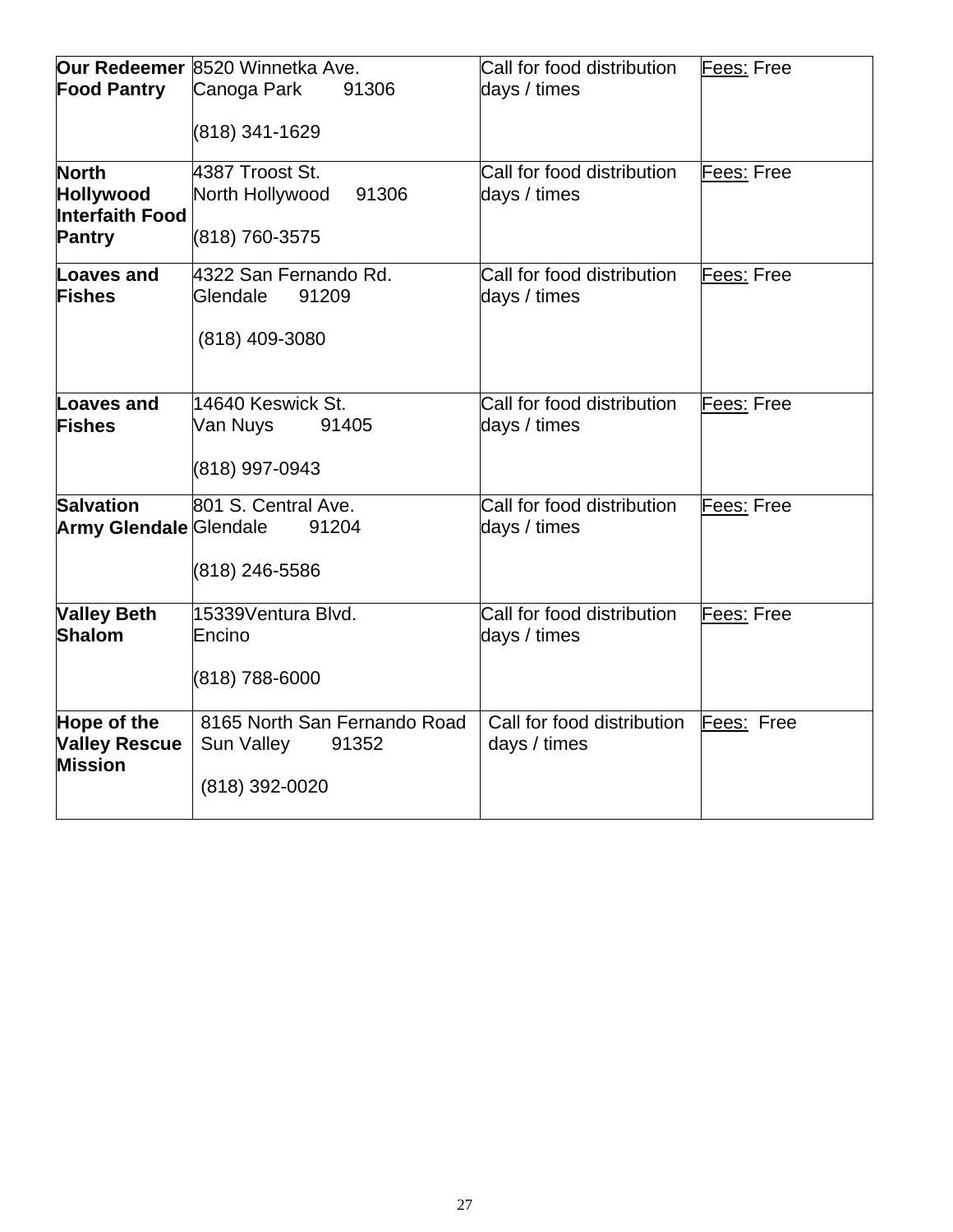| **Our Redeemer Food Pantry** | 8520 Winnetka Ave.<br>Canoga Park 91306<br><br>(818) 341-1629 | Call for food distribution days / times | Fees: Free |
|---|---|---|---|
| **North Hollywood Interfaith Food Pantry** | 4387 Troost St.<br>North Hollywood 91306<br><br>(818) 760-3575 | Call for food distribution days / times | Fees: Free |
| **Loaves and Fishes** | 4322 San Fernando Rd.<br>Glendale 91209<br><br>(818) 409-3080 | Call for food distribution days / times | Fees: Free |
| **Loaves and Fishes** | 14640 Keswick St.<br>Van Nuys 91405<br><br>(818) 997-0943 | Call for food distribution days / times | Fees: Free |
| **Salvation Army Glendale** | 801 S. Central Ave.<br>Glendale 91204<br><br>(818) 246-5586 | Call for food distribution days / times | Fees: Free |
| **Valley Beth Shalom** | 15339Ventura Blvd.<br>Encino<br><br>(818) 788-6000 | Call for food distribution days / times | Fees: Free |
| **Hope of the Valley Rescue Mission** | 8165 North San Fernando Road<br>Sun Valley 91352<br><br>(818) 392-0020 | Call for food distribution days / times | Fees: Free |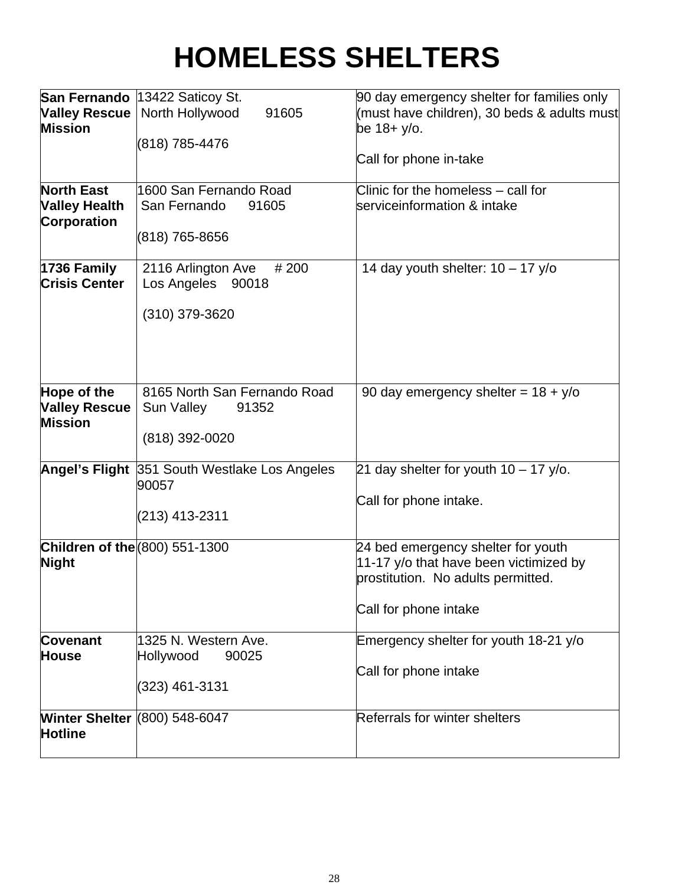# HOMELESS SHELTERS

| | | |
|---|---|---|
| **San Fernando Valley Rescue Mission** | 13422 Saticoy St.<br>North Hollywood 91605<br><br>(818) 785-4476 | 90 day emergency shelter for families only (must have children), 30 beds & adults must be 18+ y/o.<br><br>Call for phone in-take |
| **North East Valley Health Corporation** | 1600 San Fernando Road<br>San Fernando 91605<br><br>(818) 765-8656 | Clinic for the homeless – call for serviceinformation & intake |
| **1736 Family Crisis Center** | 2116 Arlington Ave # 200<br>Los Angeles 90018<br><br>(310) 379-3620 | 14 day youth shelter: 10 – 17 y/o |
| **Hope of the Valley Rescue Mission** | 8165 North San Fernando Road<br>Sun Valley 91352<br><br>(818) 392-0020 | 90 day emergency shelter = 18 + y/o |
| **Angel's Flight** | 351 South Westlake Los Angeles 90057<br><br>(213) 413-2311 | 21 day shelter for youth 10 – 17 y/o.<br><br>Call for phone intake. |
| **Children of the Night** | (800) 551-1300 | 24 bed emergency shelter for youth 11-17 y/o that have been victimized by prostitution. No adults permitted.<br><br>Call for phone intake |
| **Covenant House** | 1325 N. Western Ave.<br>Hollywood 90025<br><br>(323) 461-3131 | Emergency shelter for youth 18-21 y/o<br><br>Call for phone intake |
| **Winter Shelter Hotline** | (800) 548-6047 | Referrals for winter shelters |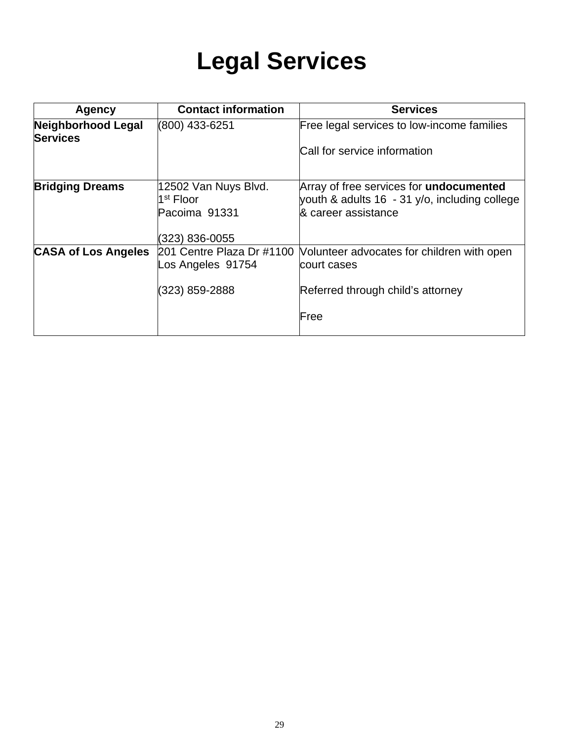# Legal Services

| Agency | Contact information | Services |
|---|---|---|
| **Neighborhood Legal Services** | (800) 433-6251 | Free legal services to low-income families<br><br>Call for service information |
| **Bridging Dreams** | 12502 Van Nuys Blvd.<br>1st Floor<br>Pacoima 91331<br><br>(323) 836-0055 | Array of free services for **undocumented** youth & adults 16 - 31 y/o, including college & career assistance |
| **CASA of Los Angeles** | 201 Centre Plaza Dr #1100<br>Los Angeles 91754<br><br>(323) 859-2888 | Volunteer advocates for children with open court cases<br><br>Referred through child's attorney<br><br>Free |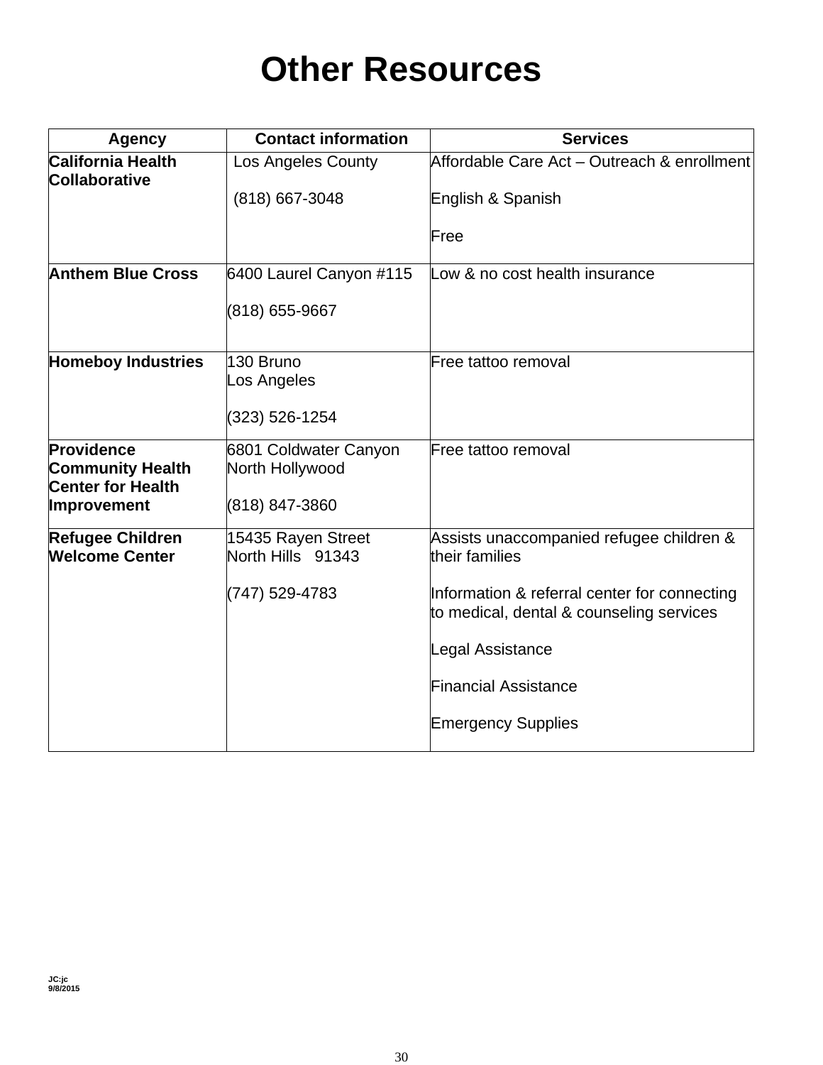# Other Resources

| Agency | Contact information | Services |
|---|---|---|
| **California Health Collaborative** | Los Angeles County<br><br>(818) 667-3048 | Affordable Care Act – Outreach & enrollment<br><br>English & Spanish<br><br>Free |
| **Anthem Blue Cross** | 6400 Laurel Canyon #115<br><br>(818) 655-9667 | Low & no cost health insurance |
| **Homeboy Industries** | 130 Bruno<br>Los Angeles<br><br>(323) 526-1254 | Free tattoo removal |
| **Providence Community Health Center for Health Improvement** | 6801 Coldwater Canyon<br>North Hollywood<br><br>(818) 847-3860 | Free tattoo removal |
| **Refugee Children Welcome Center** | 15435 Rayen Street<br>North Hills 91343<br><br>(747) 529-4783 | Assists unaccompanied refugee children & their families<br><br>Information & referral center for connecting to medical, dental & counseling services<br><br>Legal Assistance<br><br>Financial Assistance<br><br>Emergency Supplies |

JC:jc
9/8/2015